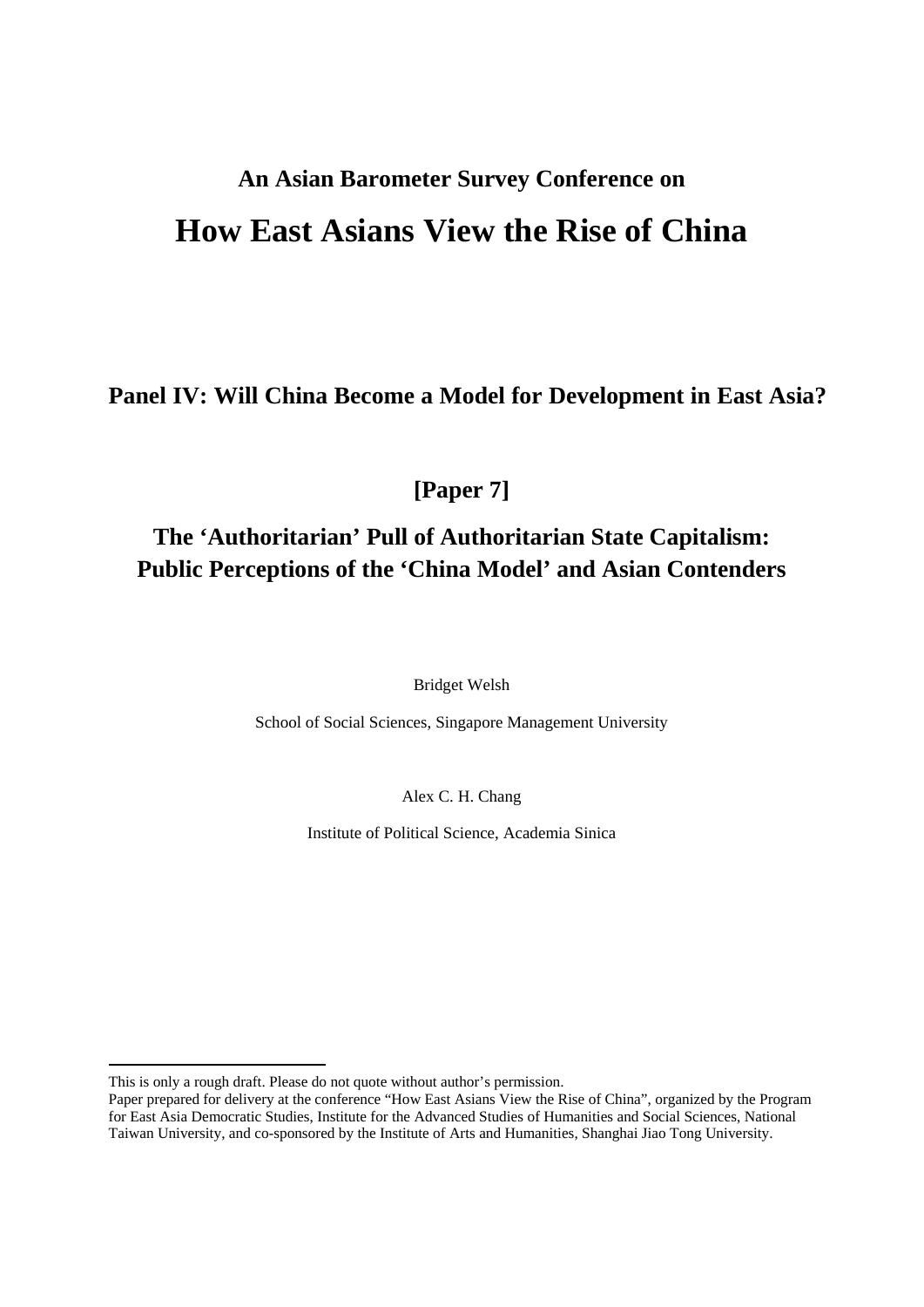**An Asian Barometer Survey Conference on**

# How East Asians View the Rise of China

## Panel IV: Will China Become a Model for Development in East Asia?

## [Paper 7]

## The 'Authoritarian' Pull of Authoritarian State Capitalism: Public Perceptions of the 'China Model' and Asian Contenders

Bridget Welsh

School of Social Sciences, Singapore Management University

Alex C. H. Chang

Institute of Political Science, Academia Sinica

---

This is only a rough draft. Please do not quote without author's permission.

Paper prepared for delivery at the conference "How East Asians View the Rise of China", organized by the Program for East Asia Democratic Studies, Institute for the Advanced Studies of Humanities and Social Sciences, National Taiwan University, and co-sponsored by the Institute of Arts and Humanities, Shanghai Jiao Tong University.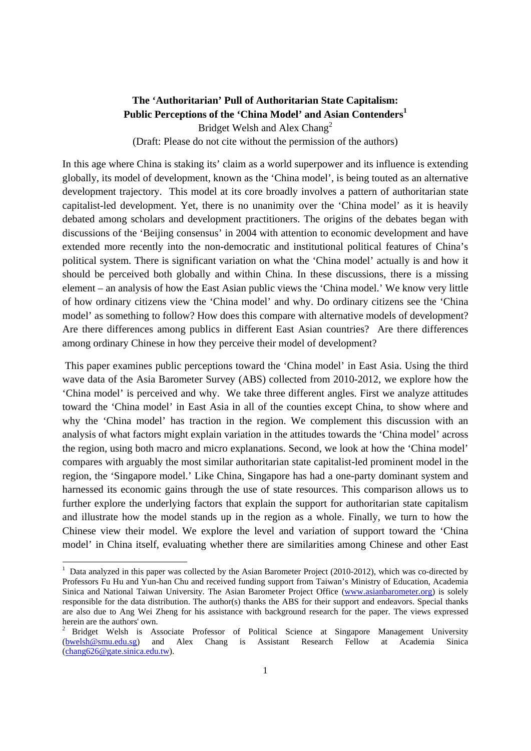**The 'Authoritarian' Pull of Authoritarian State Capitalism: Public Perceptions of the 'China Model' and Asian Contenders**[1]

Bridget Welsh and Alex Chang[2]

(Draft: Please do not cite without the permission of the authors)

In this age where China is staking its' claim as a world superpower and its influence is extending globally, its model of development, known as the 'China model', is being touted as an alternative development trajectory. This model at its core broadly involves a pattern of authoritarian state capitalist-led development. Yet, there is no unanimity over the 'China model' as it is heavily debated among scholars and development practitioners. The origins of the debates began with discussions of the 'Beijing consensus' in 2004 with attention to economic development and have extended more recently into the non-democratic and institutional political features of China's political system. There is significant variation on what the 'China model' actually is and how it should be perceived both globally and within China. In these discussions, there is a missing element – an analysis of how the East Asian public views the 'China model.' We know very little of how ordinary citizens view the 'China model' and why. Do ordinary citizens see the 'China model' as something to follow? How does this compare with alternative models of development? Are there differences among publics in different East Asian countries? Are there differences among ordinary Chinese in how they perceive their model of development?

This paper examines public perceptions toward the 'China model' in East Asia. Using the third wave data of the Asia Barometer Survey (ABS) collected from 2010-2012, we explore how the 'China model' is perceived and why. We take three different angles. First we analyze attitudes toward the 'China model' in East Asia in all of the counties except China, to show where and why the 'China model' has traction in the region. We complement this discussion with an analysis of what factors might explain variation in the attitudes towards the 'China model' across the region, using both macro and micro explanations. Second, we look at how the 'China model' compares with arguably the most similar authoritarian state capitalist-led prominent model in the region, the 'Singapore model.' Like China, Singapore has had a one-party dominant system and harnessed its economic gains through the use of state resources. This comparison allows us to further explore the underlying factors that explain the support for authoritarian state capitalism and illustrate how the model stands up in the region as a whole. Finally, we turn to how the Chinese view their model. We explore the level and variation of support toward the 'China model' in China itself, evaluating whether there are similarities among Chinese and other East

---

[1] Data analyzed in this paper was collected by the Asian Barometer Project (2010-2012), which was co-directed by Professors Fu Hu and Yun-han Chu and received funding support from Taiwan's Ministry of Education, Academia Sinica and National Taiwan University. The Asian Barometer Project Office (www.asianbarometer.org) is solely responsible for the data distribution. The author(s) thanks the ABS for their support and endeavors. Special thanks are also due to Ang Wei Zheng for his assistance with background research for the paper. The views expressed herein are the authors' own.

[2] Bridget Welsh is Associate Professor of Political Science at Singapore Management University (bwelsh@smu.edu.sg) and Alex Chang is Assistant Research Fellow at Academia Sinica (chang626@gate.sinica.edu.tw).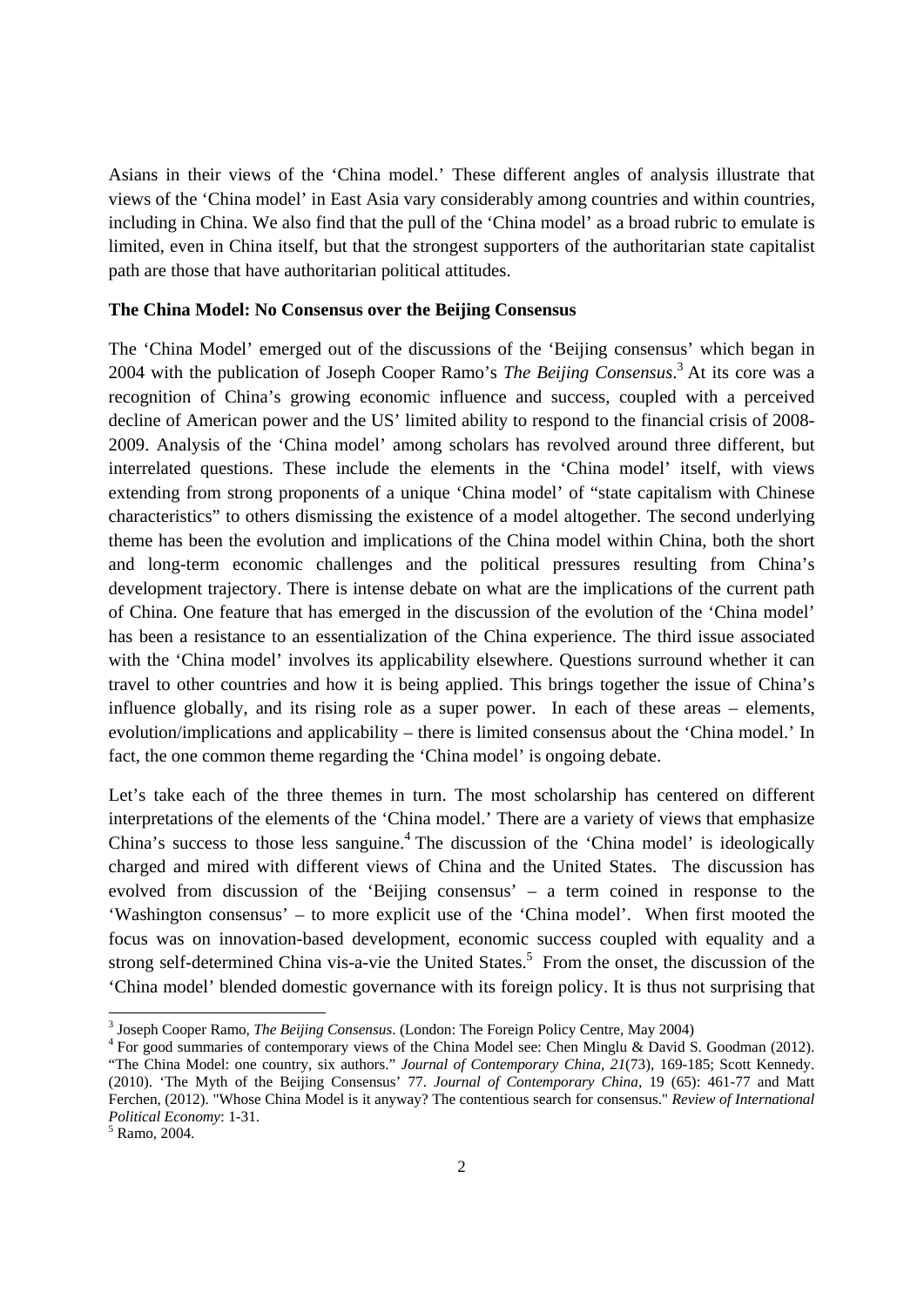Asians in their views of the 'China model.' These different angles of analysis illustrate that views of the 'China model' in East Asia vary considerably among countries and within countries, including in China. We also find that the pull of the 'China model' as a broad rubric to emulate is limited, even in China itself, but that the strongest supporters of the authoritarian state capitalist path are those that have authoritarian political attitudes.

**The China Model: No Consensus over the Beijing Consensus**

The 'China Model' emerged out of the discussions of the 'Beijing consensus' which began in 2004 with the publication of Joseph Cooper Ramo's *The Beijing Consensus*.[3] At its core was a recognition of China's growing economic influence and success, coupled with a perceived decline of American power and the US' limited ability to respond to the financial crisis of 2008-2009. Analysis of the 'China model' among scholars has revolved around three different, but interrelated questions. These include the elements in the 'China model' itself, with views extending from strong proponents of a unique 'China model' of "state capitalism with Chinese characteristics" to others dismissing the existence of a model altogether. The second underlying theme has been the evolution and implications of the China model within China, both the short and long-term economic challenges and the political pressures resulting from China's development trajectory. There is intense debate on what are the implications of the current path of China. One feature that has emerged in the discussion of the evolution of the 'China model' has been a resistance to an essentialization of the China experience. The third issue associated with the 'China model' involves its applicability elsewhere. Questions surround whether it can travel to other countries and how it is being applied. This brings together the issue of China's influence globally, and its rising role as a super power. In each of these areas – elements, evolution/implications and applicability – there is limited consensus about the 'China model.' In fact, the one common theme regarding the 'China model' is ongoing debate.

Let's take each of the three themes in turn. The most scholarship has centered on different interpretations of the elements of the 'China model.' There are a variety of views that emphasize China's success to those less sanguine.[4] The discussion of the 'China model' is ideologically charged and mired with different views of China and the United States. The discussion has evolved from discussion of the 'Beijing consensus' – a term coined in response to the 'Washington consensus' – to more explicit use of the 'China model'. When first mooted the focus was on innovation-based development, economic success coupled with equality and a strong self-determined China vis-a-vie the United States.[5] From the onset, the discussion of the 'China model' blended domestic governance with its foreign policy. It is thus not surprising that

---

[3] Joseph Cooper Ramo, *The Beijing Consensus*. (London: The Foreign Policy Centre, May 2004)

[4] For good summaries of contemporary views of the China Model see: Chen Minglu & David S. Goodman (2012). "The China Model: one country, six authors." *Journal of Contemporary China*, *21*(73), 169-185; Scott Kennedy. (2010). 'The Myth of the Beijing Consensus' 77. *Journal of Contemporary China*, 19 (65): 461-77 and Matt Ferchen, (2012). "Whose China Model is it anyway? The contentious search for consensus." *Review of International Political Economy*: 1-31.

[5] Ramo, 2004.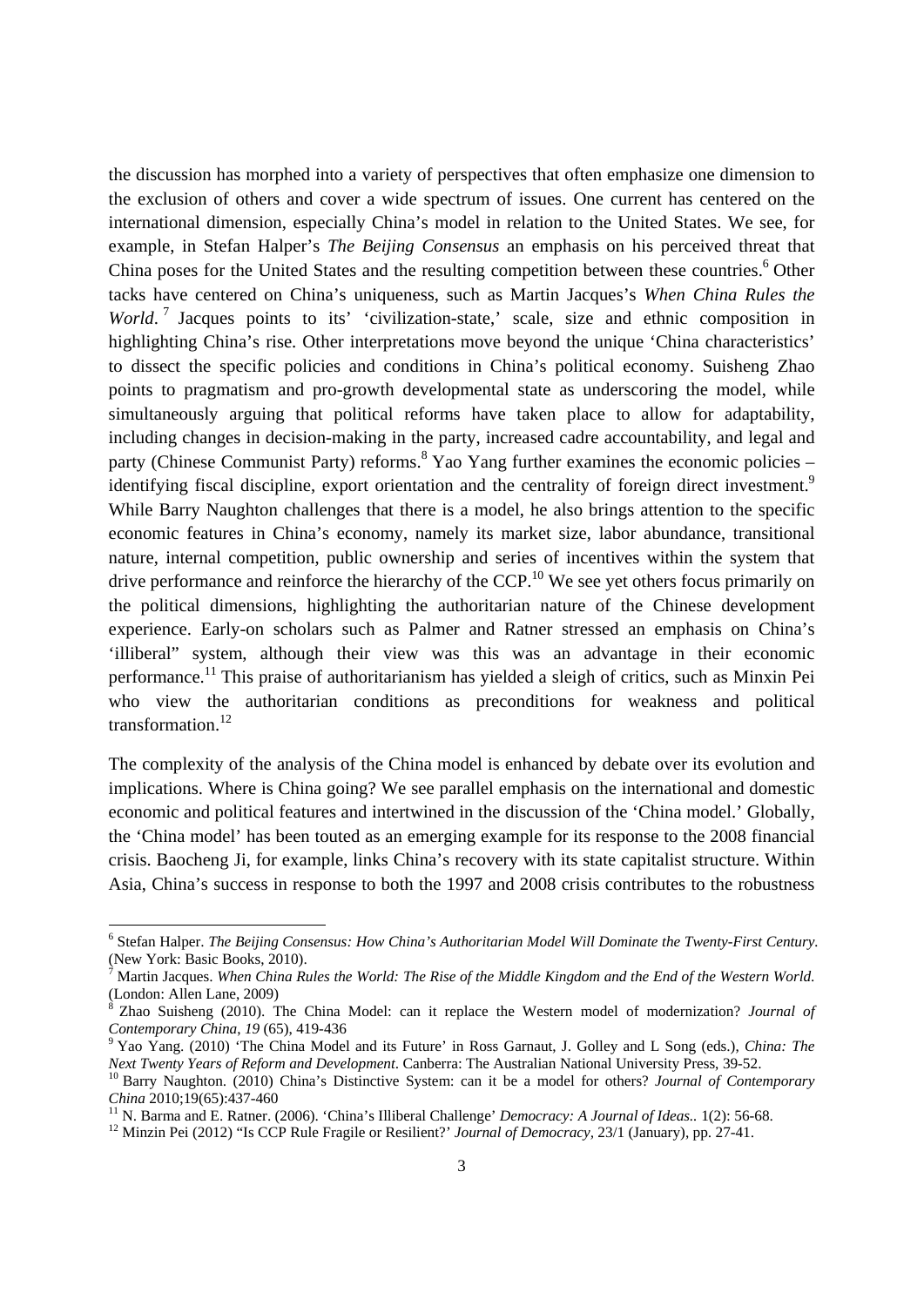the discussion has morphed into a variety of perspectives that often emphasize one dimension to the exclusion of others and cover a wide spectrum of issues. One current has centered on the international dimension, especially China's model in relation to the United States. We see, for example, in Stefan Halper's *The Beijing Consensus* an emphasis on his perceived threat that China poses for the United States and the resulting competition between these countries.[6] Other tacks have centered on China's uniqueness, such as Martin Jacques's *When China Rules the World*.[7] Jacques points to its' 'civilization-state,' scale, size and ethnic composition in highlighting China's rise. Other interpretations move beyond the unique 'China characteristics' to dissect the specific policies and conditions in China's political economy. Suisheng Zhao points to pragmatism and pro-growth developmental state as underscoring the model, while simultaneously arguing that political reforms have taken place to allow for adaptability, including changes in decision-making in the party, increased cadre accountability, and legal and party (Chinese Communist Party) reforms.[8] Yao Yang further examines the economic policies – identifying fiscal discipline, export orientation and the centrality of foreign direct investment.[9] While Barry Naughton challenges that there is a model, he also brings attention to the specific economic features in China's economy, namely its market size, labor abundance, transitional nature, internal competition, public ownership and series of incentives within the system that drive performance and reinforce the hierarchy of the CCP.[10] We see yet others focus primarily on the political dimensions, highlighting the authoritarian nature of the Chinese development experience. Early-on scholars such as Palmer and Ratner stressed an emphasis on China's 'illiberal" system, although their view was this was an advantage in their economic performance.[11] This praise of authoritarianism has yielded a sleigh of critics, such as Minxin Pei who view the authoritarian conditions as preconditions for weakness and political transformation.[12]

The complexity of the analysis of the China model is enhanced by debate over its evolution and implications. Where is China going? We see parallel emphasis on the international and domestic economic and political features and intertwined in the discussion of the 'China model.' Globally, the 'China model' has been touted as an emerging example for its response to the 2008 financial crisis. Baocheng Ji, for example, links China's recovery with its state capitalist structure. Within Asia, China's success in response to both the 1997 and 2008 crisis contributes to the robustness

---

[6] Stefan Halper. *The Beijing Consensus: How China's Authoritarian Model Will Dominate the Twenty-First Century.* (New York: Basic Books, 2010).

[7] Martin Jacques. *When China Rules the World: The Rise of the Middle Kingdom and the End of the Western World.* (London: Allen Lane, 2009)

[8] Zhao Suisheng (2010). The China Model: can it replace the Western model of modernization? *Journal of Contemporary China, 19* (65), 419-436

[9] Yao Yang. (2010) 'The China Model and its Future' in Ross Garnaut, J. Golley and L Song (eds.), *China: The Next Twenty Years of Reform and Development*. Canberra: The Australian National University Press, 39-52.

[10] Barry Naughton. (2010) China's Distinctive System: can it be a model for others? *Journal of Contemporary China* 2010;19(65):437-460

[11] N. Barma and E. Ratner. (2006). 'China's Illiberal Challenge' *Democracy: A Journal of Ideas..* 1(2): 56-68.

[12] Minzin Pei (2012) "Is CCP Rule Fragile or Resilient?' *Journal of Democracy,* 23/1 (January), pp. 27-41.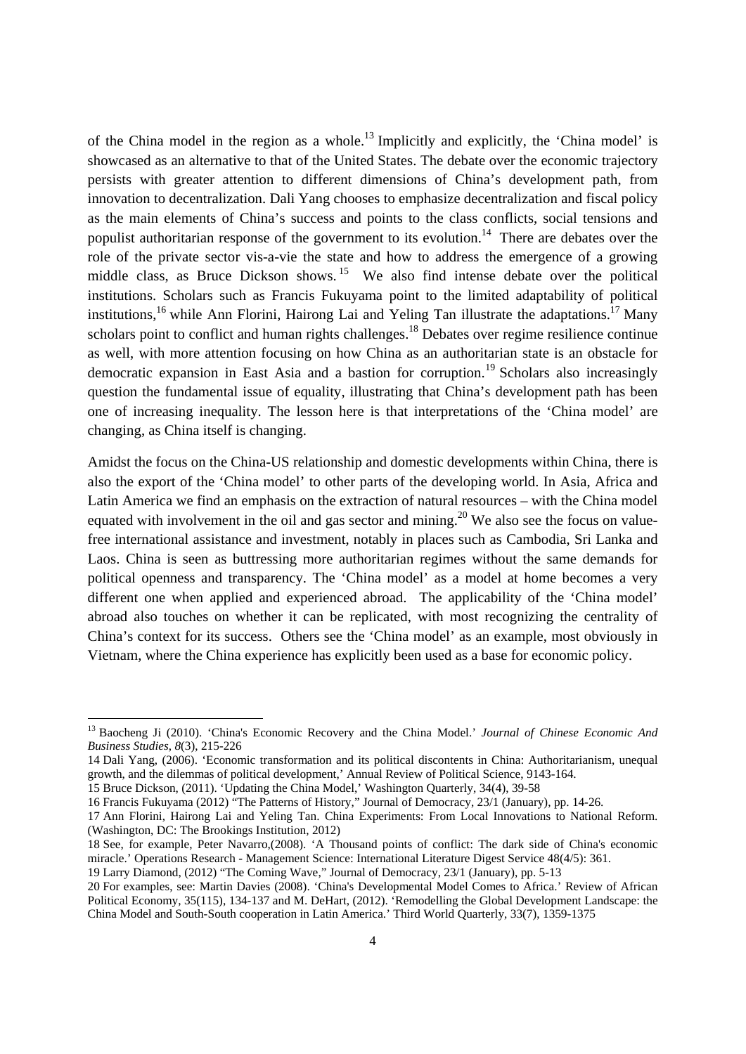of the China model in the region as a whole.[13] Implicitly and explicitly, the 'China model' is showcased as an alternative to that of the United States. The debate over the economic trajectory persists with greater attention to different dimensions of China's development path, from innovation to decentralization. Dali Yang chooses to emphasize decentralization and fiscal policy as the main elements of China's success and points to the class conflicts, social tensions and populist authoritarian response of the government to its evolution.[14] There are debates over the role of the private sector vis-a-vie the state and how to address the emergence of a growing middle class, as Bruce Dickson shows.[15] We also find intense debate over the political institutions. Scholars such as Francis Fukuyama point to the limited adaptability of political institutions,[16] while Ann Florini, Hairong Lai and Yeling Tan illustrate the adaptations.[17] Many scholars point to conflict and human rights challenges.[18] Debates over regime resilience continue as well, with more attention focusing on how China as an authoritarian state is an obstacle for democratic expansion in East Asia and a bastion for corruption.[19] Scholars also increasingly question the fundamental issue of equality, illustrating that China's development path has been one of increasing inequality. The lesson here is that interpretations of the 'China model' are changing, as China itself is changing.

Amidst the focus on the China-US relationship and domestic developments within China, there is also the export of the 'China model' to other parts of the developing world. In Asia, Africa and Latin America we find an emphasis on the extraction of natural resources – with the China model equated with involvement in the oil and gas sector and mining.[20] We also see the focus on value-free international assistance and investment, notably in places such as Cambodia, Sri Lanka and Laos. China is seen as buttressing more authoritarian regimes without the same demands for political openness and transparency. The 'China model' as a model at home becomes a very different one when applied and experienced abroad. The applicability of the 'China model' abroad also touches on whether it can be replicated, with most recognizing the centrality of China's context for its success. Others see the 'China model' as an example, most obviously in Vietnam, where the China experience has explicitly been used as a base for economic policy.

---

[13] Baocheng Ji (2010). 'China's Economic Recovery and the China Model.' *Journal of Chinese Economic And Business Studies*, *8*(3), 215-226

[14] Dali Yang, (2006). 'Economic transformation and its political discontents in China: Authoritarianism, unequal growth, and the dilemmas of political development,' Annual Review of Political Science, 9143-164.

[15] Bruce Dickson, (2011). 'Updating the China Model,' Washington Quarterly, 34(4), 39-58

[16] Francis Fukuyama (2012) "The Patterns of History," Journal of Democracy, 23/1 (January), pp. 14-26.

[17] Ann Florini, Hairong Lai and Yeling Tan. China Experiments: From Local Innovations to National Reform. (Washington, DC: The Brookings Institution, 2012)

[18] See, for example, Peter Navarro,(2008). 'A Thousand points of conflict: The dark side of China's economic miracle.' Operations Research - Management Science: International Literature Digest Service 48(4/5): 361.

[19] Larry Diamond, (2012) "The Coming Wave," Journal of Democracy, 23/1 (January), pp. 5-13

[20] For examples, see: Martin Davies (2008). 'China's Developmental Model Comes to Africa.' Review of African Political Economy, 35(115), 134-137 and M. DeHart, (2012). 'Remodelling the Global Development Landscape: the China Model and South-South cooperation in Latin America.' Third World Quarterly, 33(7), 1359-1375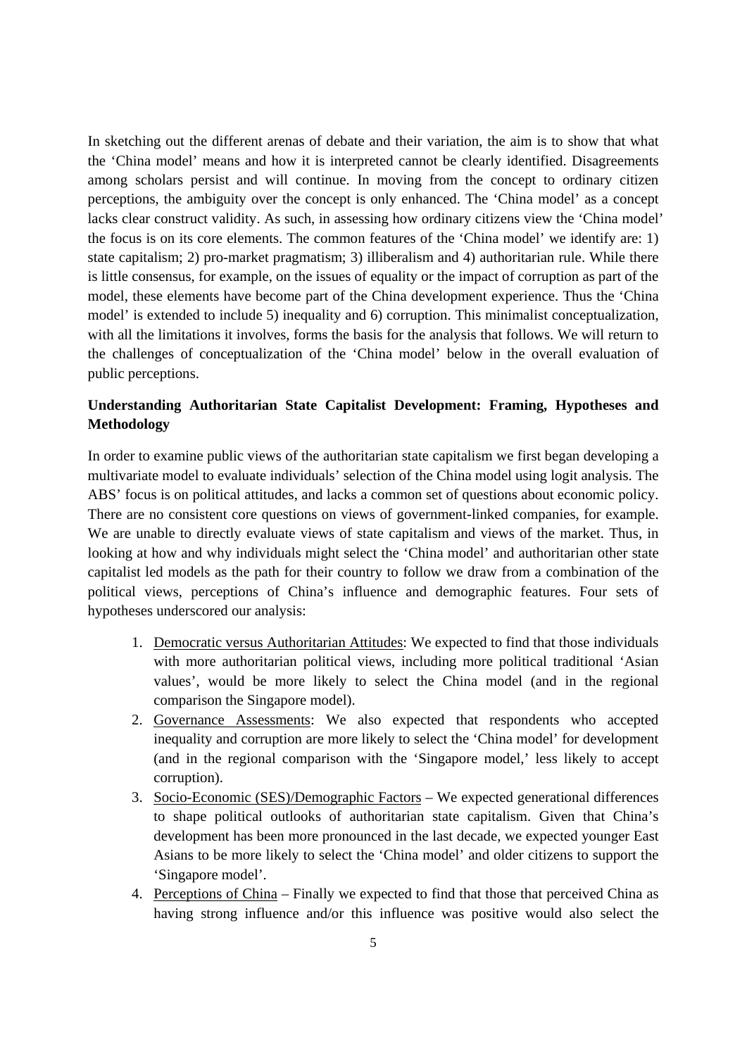In sketching out the different arenas of debate and their variation, the aim is to show that what the 'China model' means and how it is interpreted cannot be clearly identified. Disagreements among scholars persist and will continue. In moving from the concept to ordinary citizen perceptions, the ambiguity over the concept is only enhanced. The 'China model' as a concept lacks clear construct validity. As such, in assessing how ordinary citizens view the 'China model' the focus is on its core elements. The common features of the 'China model' we identify are: 1) state capitalism; 2) pro-market pragmatism; 3) illiberalism and 4) authoritarian rule. While there is little consensus, for example, on the issues of equality or the impact of corruption as part of the model, these elements have become part of the China development experience. Thus the 'China model' is extended to include 5) inequality and 6) corruption. This minimalist conceptualization, with all the limitations it involves, forms the basis for the analysis that follows. We will return to the challenges of conceptualization of the 'China model' below in the overall evaluation of public perceptions.

**Understanding Authoritarian State Capitalist Development: Framing, Hypotheses and Methodology**

In order to examine public views of the authoritarian state capitalism we first began developing a multivariate model to evaluate individuals' selection of the China model using logit analysis. The ABS' focus is on political attitudes, and lacks a common set of questions about economic policy. There are no consistent core questions on views of government-linked companies, for example. We are unable to directly evaluate views of state capitalism and views of the market. Thus, in looking at how and why individuals might select the 'China model' and authoritarian other state capitalist led models as the path for their country to follow we draw from a combination of the political views, perceptions of China's influence and demographic features. Four sets of hypotheses underscored our analysis:

1. Democratic versus Authoritarian Attitudes: We expected to find that those individuals with more authoritarian political views, including more political traditional 'Asian values', would be more likely to select the China model (and in the regional comparison the Singapore model).
2. Governance Assessments: We also expected that respondents who accepted inequality and corruption are more likely to select the 'China model' for development (and in the regional comparison with the 'Singapore model,' less likely to accept corruption).
3. Socio-Economic (SES)/Demographic Factors – We expected generational differences to shape political outlooks of authoritarian state capitalism. Given that China's development has been more pronounced in the last decade, we expected younger East Asians to be more likely to select the 'China model' and older citizens to support the 'Singapore model'.
4. Perceptions of China – Finally we expected to find that those that perceived China as having strong influence and/or this influence was positive would also select the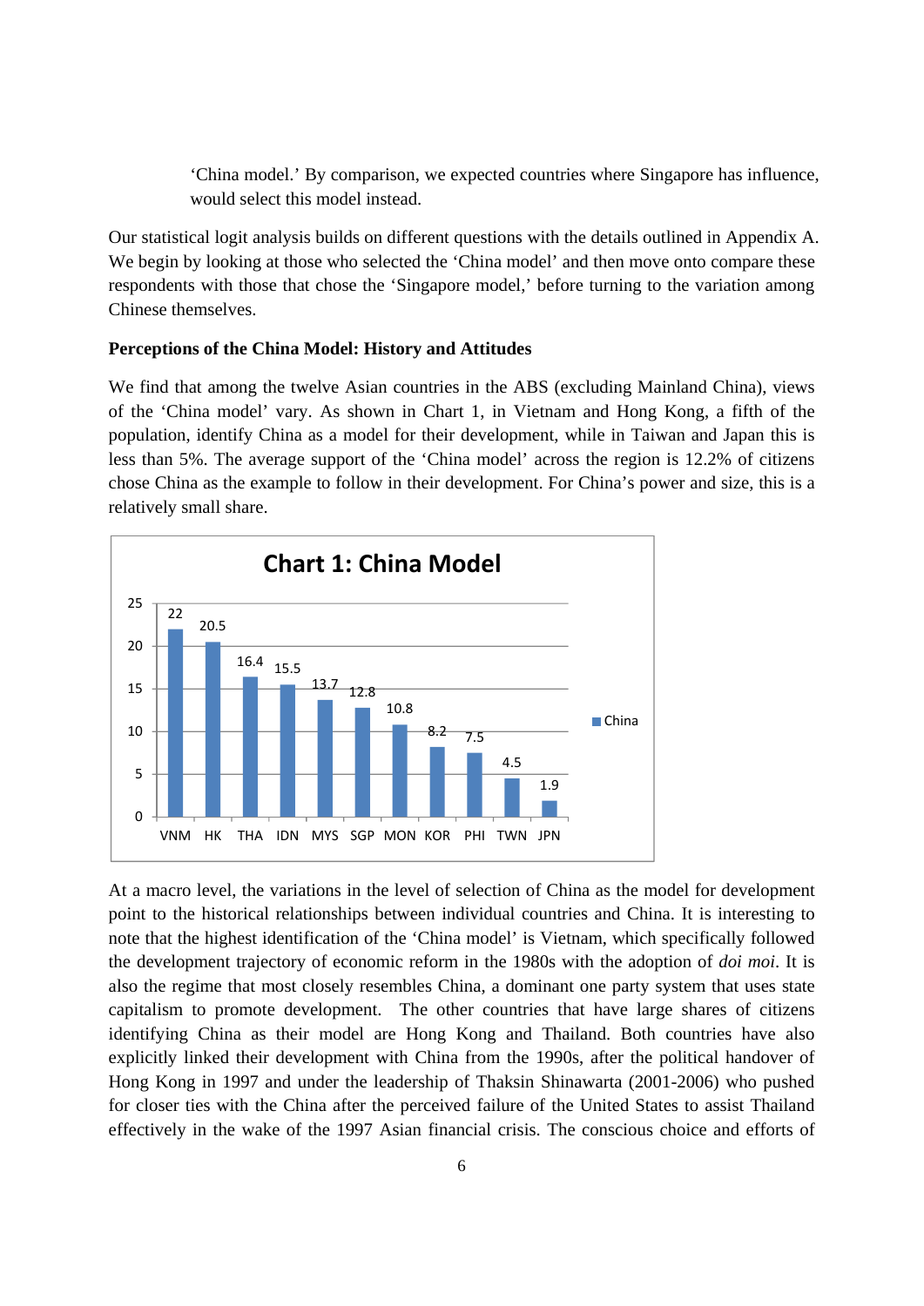'China model.' By comparison, we expected countries where Singapore has influence, would select this model instead.

Our statistical logit analysis builds on different questions with the details outlined in Appendix A. We begin by looking at those who selected the 'China model' and then move onto compare these respondents with those that chose the 'Singapore model,' before turning to the variation among Chinese themselves.

**Perceptions of the China Model: History and Attitudes**

We find that among the twelve Asian countries in the ABS (excluding Mainland China), views of the 'China model' vary. As shown in Chart 1, in Vietnam and Hong Kong, a fifth of the population, identify China as a model for their development, while in Taiwan and Japan this is less than 5%. The average support of the 'China model' across the region is 12.2% of citizens chose China as the example to follow in their development. For China's power and size, this is a relatively small share.

**Chart 1: China Model**

| | VNM | HK | THA | IDN | MYS | SGP | MON | KOR | PHI | TWN | JPN |
|---|---|---|---|---|---|---|---|---|---|---|---|
| China | 22 | 20.5 | 16.4 | 15.5 | 13.7 | 12.8 | 10.8 | 8.2 | 7.5 | 4.5 | 1.9 |

At a macro level, the variations in the level of selection of China as the model for development point to the historical relationships between individual countries and China. It is interesting to note that the highest identification of the 'China model' is Vietnam, which specifically followed the development trajectory of economic reform in the 1980s with the adoption of *doi moi*. It is also the regime that most closely resembles China, a dominant one party system that uses state capitalism to promote development. The other countries that have large shares of citizens identifying China as their model are Hong Kong and Thailand. Both countries have also explicitly linked their development with China from the 1990s, after the political handover of Hong Kong in 1997 and under the leadership of Thaksin Shinawarta (2001-2006) who pushed for closer ties with the China after the perceived failure of the United States to assist Thailand effectively in the wake of the 1997 Asian financial crisis. The conscious choice and efforts of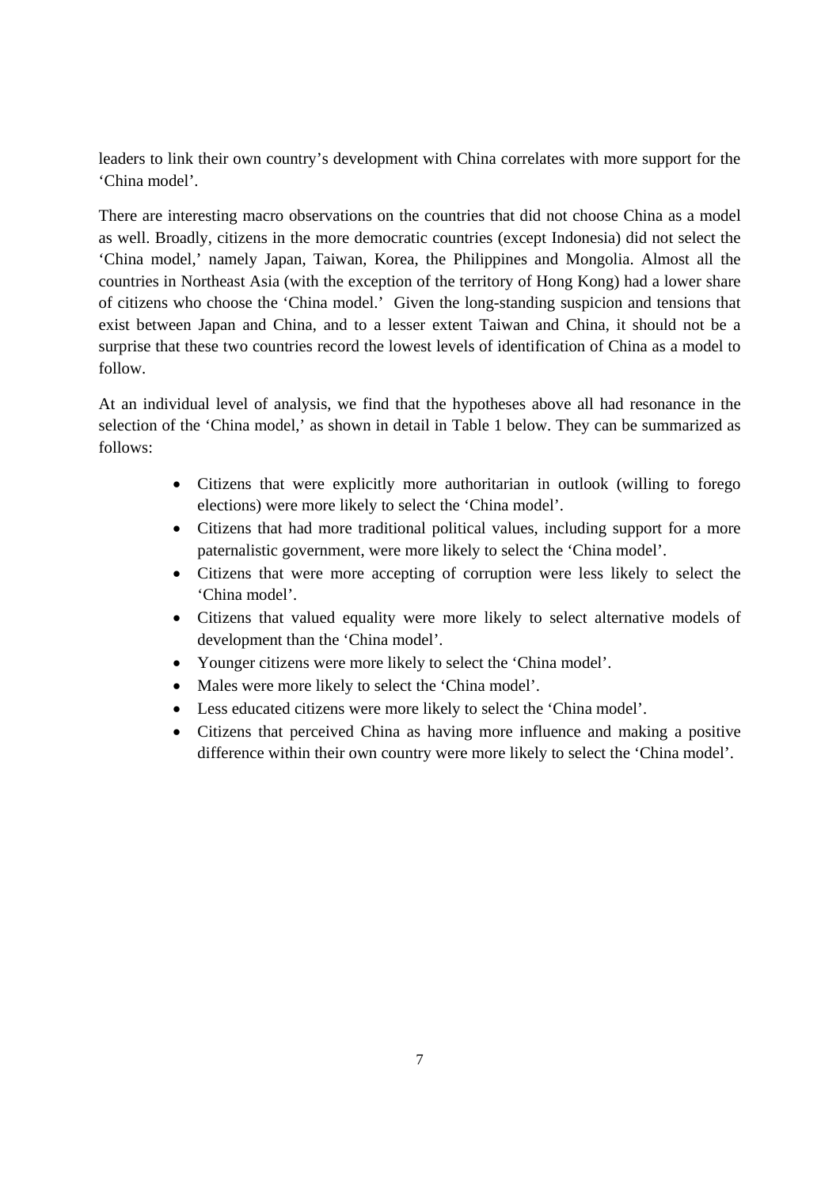leaders to link their own country's development with China correlates with more support for the 'China model'.

There are interesting macro observations on the countries that did not choose China as a model as well. Broadly, citizens in the more democratic countries (except Indonesia) did not select the 'China model,' namely Japan, Taiwan, Korea, the Philippines and Mongolia. Almost all the countries in Northeast Asia (with the exception of the territory of Hong Kong) had a lower share of citizens who choose the 'China model.' Given the long-standing suspicion and tensions that exist between Japan and China, and to a lesser extent Taiwan and China, it should not be a surprise that these two countries record the lowest levels of identification of China as a model to follow.

At an individual level of analysis, we find that the hypotheses above all had resonance in the selection of the 'China model,' as shown in detail in Table 1 below. They can be summarized as follows:

- Citizens that were explicitly more authoritarian in outlook (willing to forego elections) were more likely to select the 'China model'.
- Citizens that had more traditional political values, including support for a more paternalistic government, were more likely to select the 'China model'.
- Citizens that were more accepting of corruption were less likely to select the 'China model'.
- Citizens that valued equality were more likely to select alternative models of development than the 'China model'.
- Younger citizens were more likely to select the 'China model'.
- Males were more likely to select the 'China model'.
- Less educated citizens were more likely to select the 'China model'.
- Citizens that perceived China as having more influence and making a positive difference within their own country were more likely to select the 'China model'.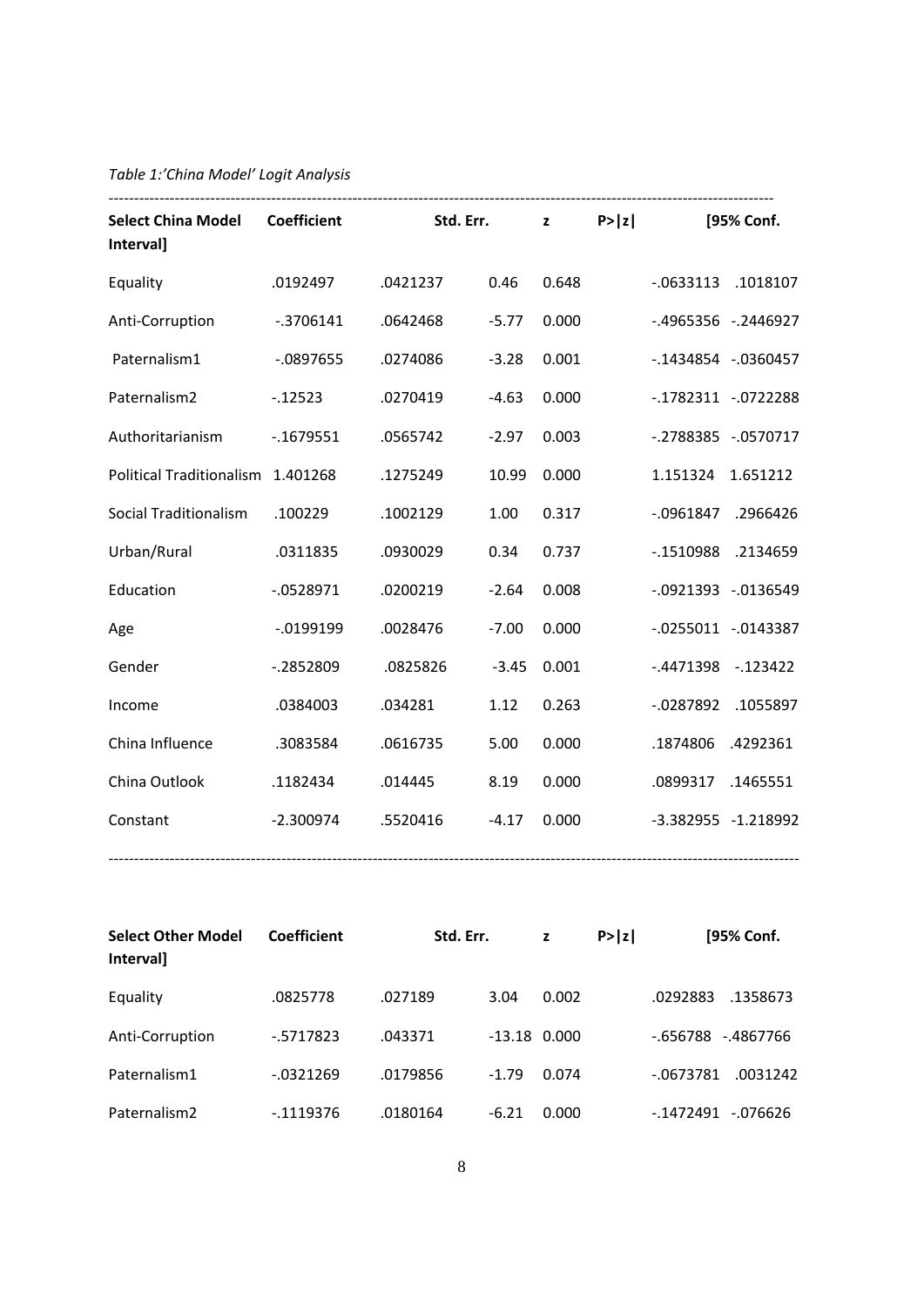*Table 1:'China Model' Logit Analysis*

| Select China Model | Coefficient | Std. Err. | z | P>\|z\| | [95% Conf. Interval] | |
|---|---|---|---|---|---|---|
| Equality | .0192497 | .0421237 | 0.46 | 0.648 | -.0633113 | .1018107 |
| Anti-Corruption | -.3706141 | .0642468 | -5.77 | 0.000 | -.4965356 | -.2446927 |
| Paternalism1 | -.0897655 | .0274086 | -3.28 | 0.001 | -.1434854 | -.0360457 |
| Paternalism2 | -.12523 | .0270419 | -4.63 | 0.000 | -.1782311 | -.0722288 |
| Authoritarianism | -.1679551 | .0565742 | -2.97 | 0.003 | -.2788385 | -.0570717 |
| Political Traditionalism | 1.401268 | .1275249 | 10.99 | 0.000 | 1.151324 | 1.651212 |
| Social Traditionalism | .100229 | .1002129 | 1.00 | 0.317 | -.0961847 | .2966426 |
| Urban/Rural | .0311835 | .0930029 | 0.34 | 0.737 | -.1510988 | .2134659 |
| Education | -.0528971 | .0200219 | -2.64 | 0.008 | -.0921393 | -.0136549 |
| Age | -.0199199 | .0028476 | -7.00 | 0.000 | -.0255011 | -.0143387 |
| Gender | -.2852809 | .0825826 | -3.45 | 0.001 | -.4471398 | -.123422 |
| Income | .0384003 | .034281 | 1.12 | 0.263 | -.0287892 | .1055897 |
| China Influence | .3083584 | .0616735 | 5.00 | 0.000 | .1874806 | .4292361 |
| China Outlook | .1182434 | .014445 | 8.19 | 0.000 | .0899317 | .1465551 |
| Constant | -2.300974 | .5520416 | -4.17 | 0.000 | -3.382955 | -1.218992 |

| Select Other Model | Coefficient | Std. Err. | z | P>\|z\| | [95% Conf. Interval] | |
|---|---|---|---|---|---|---|
| Equality | .0825778 | .027189 | 3.04 | 0.002 | .0292883 | .1358673 |
| Anti-Corruption | -.5717823 | .043371 | -13.18 | 0.000 | -.656788 | -.4867766 |
| Paternalism1 | -.0321269 | .0179856 | -1.79 | 0.074 | -.0673781 | .0031242 |
| Paternalism2 | -.1119376 | .0180164 | -6.21 | 0.000 | -.1472491 | -.076626 |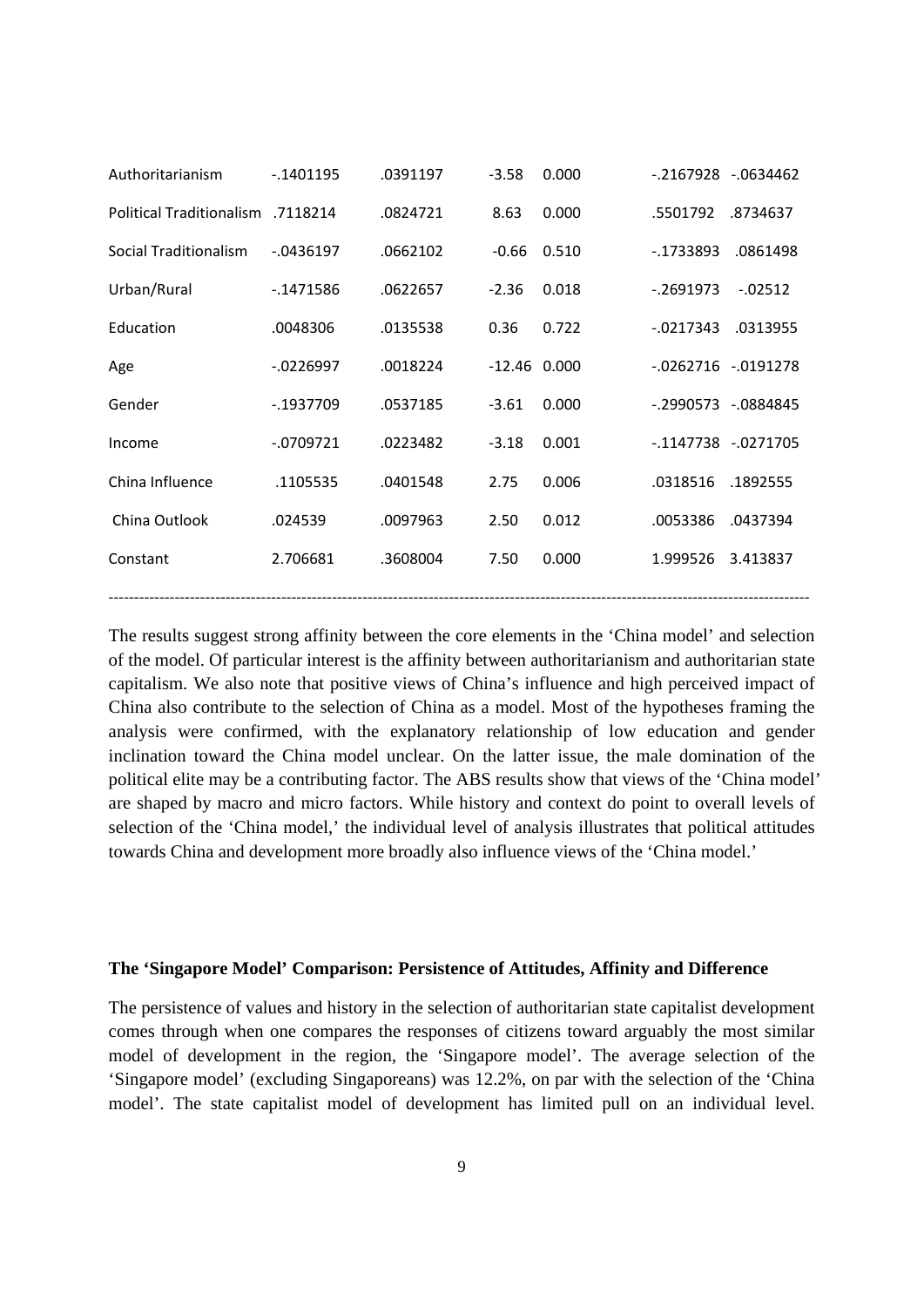| | | | | | | |
|---|---|---|---|---|---|---|
| Authoritarianism | -.1401195 | .0391197 | -3.58 | 0.000 | -.2167928 | -.0634462 |
| Political Traditionalism | .7118214 | .0824721 | 8.63 | 0.000 | .5501792 | .8734637 |
| Social Traditionalism | -.0436197 | .0662102 | -0.66 | 0.510 | -.1733893 | .0861498 |
| Urban/Rural | -.1471586 | .0622657 | -2.36 | 0.018 | -.2691973 | -.02512 |
| Education | .0048306 | .0135538 | 0.36 | 0.722 | -.0217343 | .0313955 |
| Age | -.0226997 | .0018224 | -12.46 | 0.000 | -.0262716 | -.0191278 |
| Gender | -.1937709 | .0537185 | -3.61 | 0.000 | -.2990573 | -.0884845 |
| Income | -.0709721 | .0223482 | -3.18 | 0.001 | -.1147738 | -.0271705 |
| China Influence | .1105535 | .0401548 | 2.75 | 0.006 | .0318516 | .1892555 |
| China Outlook | .024539 | .0097963 | 2.50 | 0.012 | .0053386 | .0437394 |
| Constant | 2.706681 | .3608004 | 7.50 | 0.000 | 1.999526 | 3.413837 |

The results suggest strong affinity between the core elements in the 'China model' and selection of the model. Of particular interest is the affinity between authoritarianism and authoritarian state capitalism. We also note that positive views of China's influence and high perceived impact of China also contribute to the selection of China as a model. Most of the hypotheses framing the analysis were confirmed, with the explanatory relationship of low education and gender inclination toward the China model unclear. On the latter issue, the male domination of the political elite may be a contributing factor. The ABS results show that views of the 'China model' are shaped by macro and micro factors. While history and context do point to overall levels of selection of the 'China model,' the individual level of analysis illustrates that political attitudes towards China and development more broadly also influence views of the 'China model.'

**The 'Singapore Model' Comparison: Persistence of Attitudes, Affinity and Difference**

The persistence of values and history in the selection of authoritarian state capitalist development comes through when one compares the responses of citizens toward arguably the most similar model of development in the region, the 'Singapore model'. The average selection of the 'Singapore model' (excluding Singaporeans) was 12.2%, on par with the selection of the 'China model'. The state capitalist model of development has limited pull on an individual level.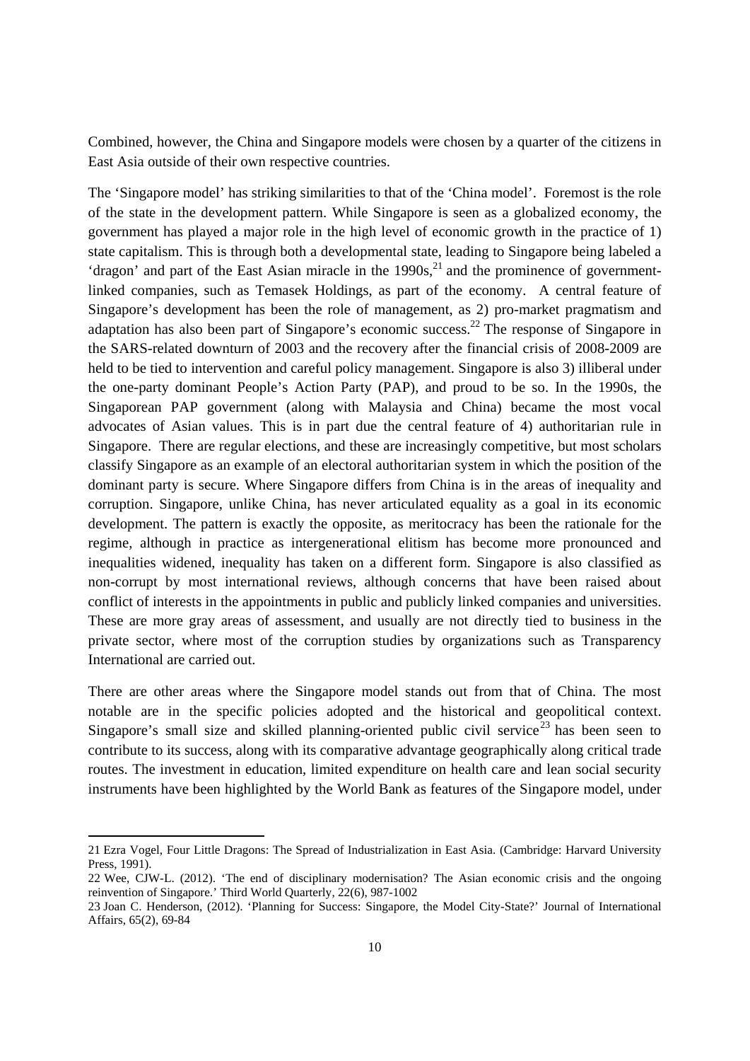Combined, however, the China and Singapore models were chosen by a quarter of the citizens in East Asia outside of their own respective countries.

The 'Singapore model' has striking similarities to that of the 'China model'. Foremost is the role of the state in the development pattern. While Singapore is seen as a globalized economy, the government has played a major role in the high level of economic growth in the practice of 1) state capitalism. This is through both a developmental state, leading to Singapore being labeled a 'dragon' and part of the East Asian miracle in the 1990s,[21] and the prominence of government-linked companies, such as Temasek Holdings, as part of the economy. A central feature of Singapore's development has been the role of management, as 2) pro-market pragmatism and adaptation has also been part of Singapore's economic success.[22] The response of Singapore in the SARS-related downturn of 2003 and the recovery after the financial crisis of 2008-2009 are held to be tied to intervention and careful policy management. Singapore is also 3) illiberal under the one-party dominant People's Action Party (PAP), and proud to be so. In the 1990s, the Singaporean PAP government (along with Malaysia and China) became the most vocal advocates of Asian values. This is in part due the central feature of 4) authoritarian rule in Singapore. There are regular elections, and these are increasingly competitive, but most scholars classify Singapore as an example of an electoral authoritarian system in which the position of the dominant party is secure. Where Singapore differs from China is in the areas of inequality and corruption. Singapore, unlike China, has never articulated equality as a goal in its economic development. The pattern is exactly the opposite, as meritocracy has been the rationale for the regime, although in practice as intergenerational elitism has become more pronounced and inequalities widened, inequality has taken on a different form. Singapore is also classified as non-corrupt by most international reviews, although concerns that have been raised about conflict of interests in the appointments in public and publicly linked companies and universities. These are more gray areas of assessment, and usually are not directly tied to business in the private sector, where most of the corruption studies by organizations such as Transparency International are carried out.

There are other areas where the Singapore model stands out from that of China. The most notable are in the specific policies adopted and the historical and geopolitical context. Singapore's small size and skilled planning-oriented public civil service[23] has been seen to contribute to its success, along with its comparative advantage geographically along critical trade routes. The investment in education, limited expenditure on health care and lean social security instruments have been highlighted by the World Bank as features of the Singapore model, under

---

21 Ezra Vogel, Four Little Dragons: The Spread of Industrialization in East Asia. (Cambridge: Harvard University Press, 1991).

22 Wee, CJW-L. (2012). 'The end of disciplinary modernisation? The Asian economic crisis and the ongoing reinvention of Singapore.' Third World Quarterly, 22(6), 987-1002

23 Joan C. Henderson, (2012). 'Planning for Success: Singapore, the Model City-State?' Journal of International Affairs, 65(2), 69-84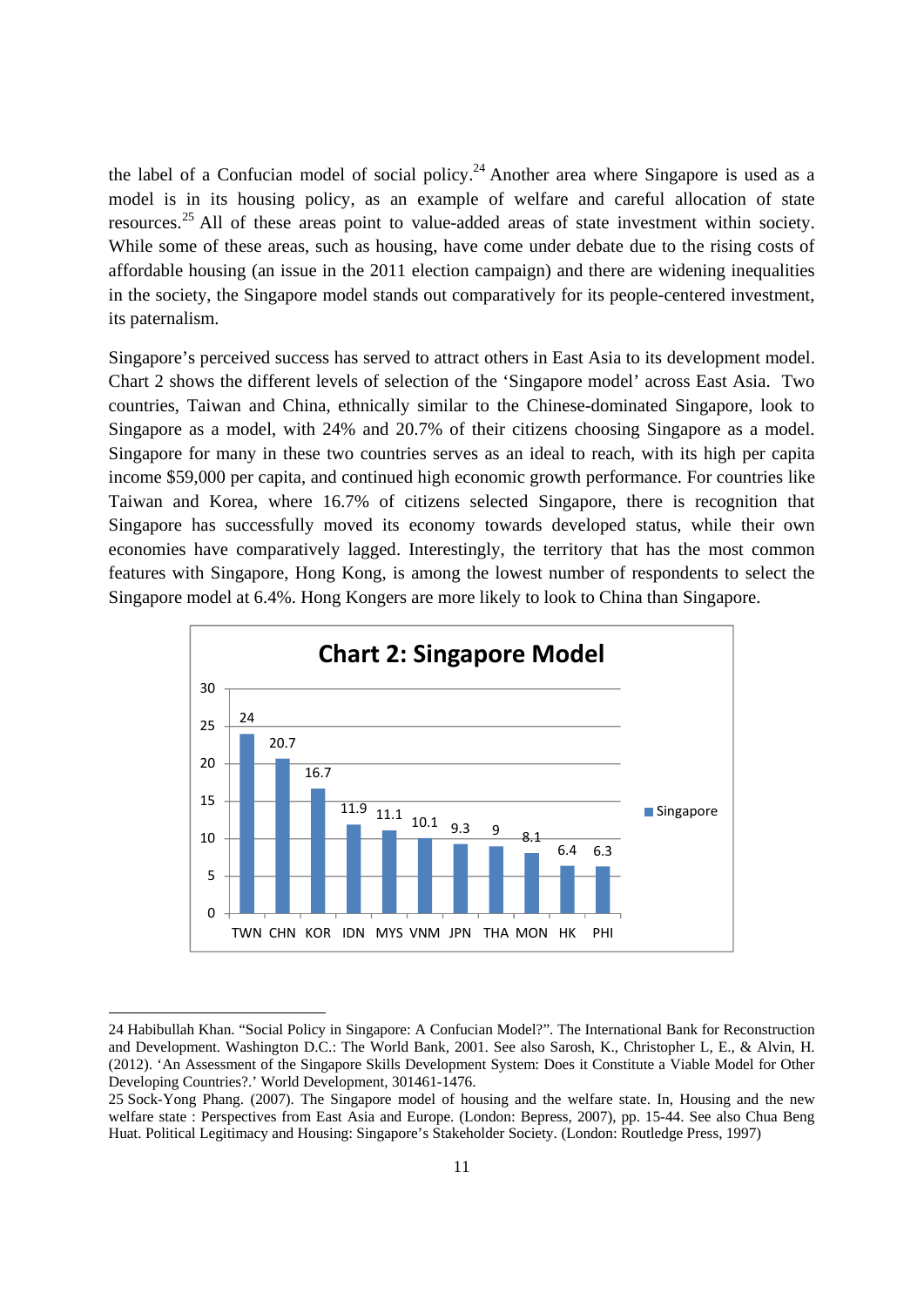the label of a Confucian model of social policy.[24] Another area where Singapore is used as a model is in its housing policy, as an example of welfare and careful allocation of state resources.[25] All of these areas point to value-added areas of state investment within society. While some of these areas, such as housing, have come under debate due to the rising costs of affordable housing (an issue in the 2011 election campaign) and there are widening inequalities in the society, the Singapore model stands out comparatively for its people-centered investment, its paternalism.

Singapore's perceived success has served to attract others in East Asia to its development model. Chart 2 shows the different levels of selection of the 'Singapore model' across East Asia. Two countries, Taiwan and China, ethnically similar to the Chinese-dominated Singapore, look to Singapore as a model, with 24% and 20.7% of their citizens choosing Singapore as a model. Singapore for many in these two countries serves as an ideal to reach, with its high per capita income $59,000 per capita, and continued high economic growth performance. For countries like Taiwan and Korea, where 16.7% of citizens selected Singapore, there is recognition that Singapore has successfully moved its economy towards developed status, while their own economies have comparatively lagged. Interestingly, the territory that has the most common features with Singapore, Hong Kong, is among the lowest number of respondents to select the Singapore model at 6.4%. Hong Kongers are more likely to look to China than Singapore.

**Chart 2: Singapore Model**

| | TWN | CHN | KOR | IDN | MYS | VNM | JPN | THA | MON | HK | PHI |
|---|---|---|---|---|---|---|---|---|---|---|---|
| Singapore | 24 | 20.7 | 16.7 | 11.9 | 11.1 | 10.1 | 9.3 | 9 | 8.1 | 6.4 | 6.3 |

24 Habibullah Khan. "Social Policy in Singapore: A Confucian Model?". The International Bank for Reconstruction and Development. Washington D.C.: The World Bank, 2001. See also Sarosh, K., Christopher L, E., & Alvin, H. (2012). 'An Assessment of the Singapore Skills Development System: Does it Constitute a Viable Model for Other Developing Countries?.' World Development, 301461-1476.

25 Sock-Yong Phang. (2007). The Singapore model of housing and the welfare state. In, Housing and the new welfare state : Perspectives from East Asia and Europe. (London: Bepress, 2007), pp. 15-44. See also Chua Beng Huat. Political Legitimacy and Housing: Singapore's Stakeholder Society. (London: Routledge Press, 1997)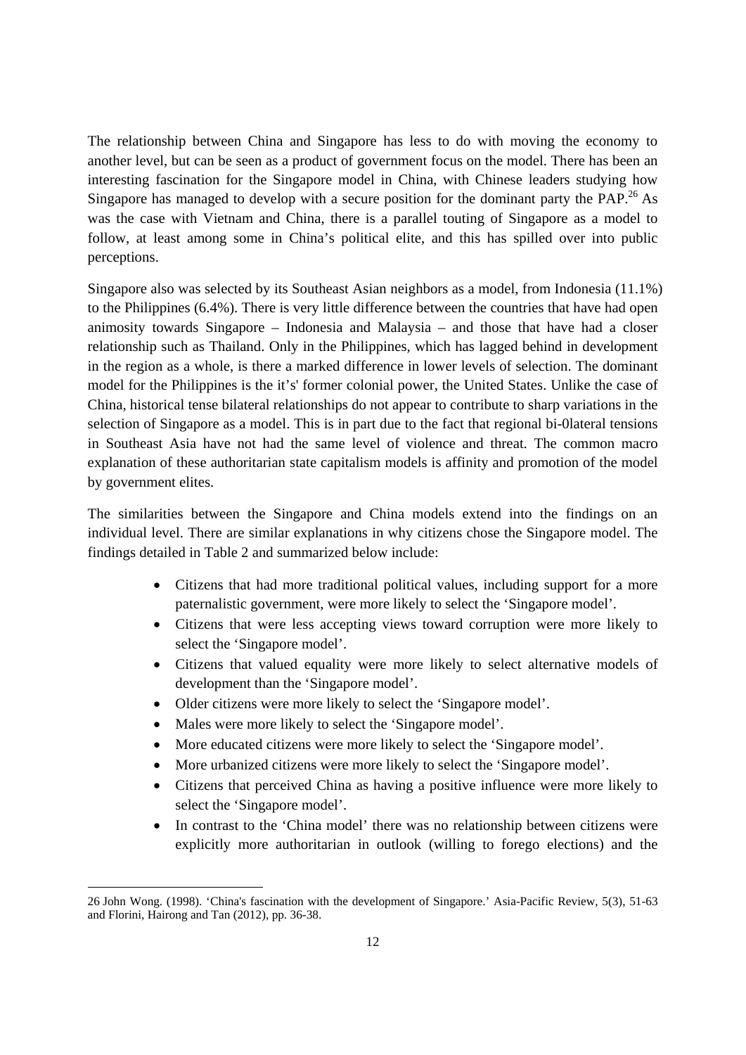The relationship between China and Singapore has less to do with moving the economy to another level, but can be seen as a product of government focus on the model. There has been an interesting fascination for the Singapore model in China, with Chinese leaders studying how Singapore has managed to develop with a secure position for the dominant party the PAP.[26] As was the case with Vietnam and China, there is a parallel touting of Singapore as a model to follow, at least among some in China's political elite, and this has spilled over into public perceptions.

Singapore also was selected by its Southeast Asian neighbors as a model, from Indonesia (11.1%) to the Philippines (6.4%). There is very little difference between the countries that have had open animosity towards Singapore – Indonesia and Malaysia – and those that have had a closer relationship such as Thailand. Only in the Philippines, which has lagged behind in development in the region as a whole, is there a marked difference in lower levels of selection. The dominant model for the Philippines is the it's' former colonial power, the United States. Unlike the case of China, historical tense bilateral relationships do not appear to contribute to sharp variations in the selection of Singapore as a model. This is in part due to the fact that regional bi-0lateral tensions in Southeast Asia have not had the same level of violence and threat. The common macro explanation of these authoritarian state capitalism models is affinity and promotion of the model by government elites.

The similarities between the Singapore and China models extend into the findings on an individual level. There are similar explanations in why citizens chose the Singapore model. The findings detailed in Table 2 and summarized below include:

- Citizens that had more traditional political values, including support for a more paternalistic government, were more likely to select the 'Singapore model'.
- Citizens that were less accepting views toward corruption were more likely to select the 'Singapore model'.
- Citizens that valued equality were more likely to select alternative models of development than the 'Singapore model'.
- Older citizens were more likely to select the 'Singapore model'.
- Males were more likely to select the 'Singapore model'.
- More educated citizens were more likely to select the 'Singapore model'.
- More urbanized citizens were more likely to select the 'Singapore model'.
- Citizens that perceived China as having a positive influence were more likely to select the 'Singapore model'.
- In contrast to the 'China model' there was no relationship between citizens were explicitly more authoritarian in outlook (willing to forego elections) and the

26 John Wong. (1998). 'China's fascination with the development of Singapore.' Asia-Pacific Review, 5(3), 51-63 and Florini, Hairong and Tan (2012), pp. 36-38.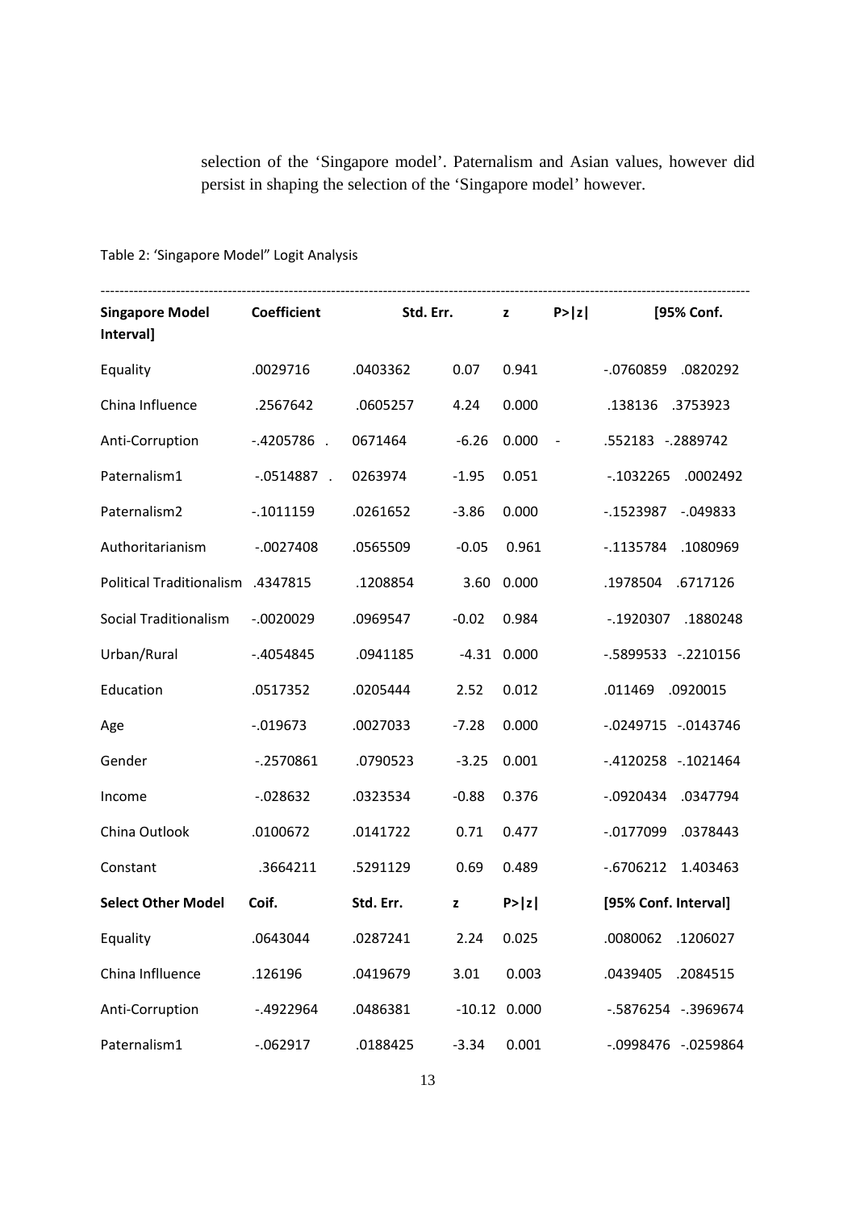selection of the 'Singapore model'. Paternalism and Asian values, however did persist in shaping the selection of the 'Singapore model' however.

Table 2: 'Singapore Model" Logit Analysis

| Singapore Model | Coefficient | Std. Err. | z | P>\|z\| | [95% Conf. Interval] | |
|---|---|---|---|---|---|---|
| Equality | .0029716 | .0403362 | 0.07 | 0.941 | -.0760859 | .0820292 |
| China Influence | .2567642 | .0605257 | 4.24 | 0.000 | .138136 | .3753923 |
| Anti-Corruption | -.4205786 | .0671464 | -6.26 | 0.000 | -.552183 | -.2889742 |
| Paternalism1 | -.0514887 | .0263974 | -1.95 | 0.051 | -.1032265 | .0002492 |
| Paternalism2 | -.1011159 | .0261652 | -3.86 | 0.000 | -.1523987 | -.049833 |
| Authoritarianism | -.0027408 | .0565509 | -0.05 | 0.961 | -.1135784 | .1080969 |
| Political Traditionalism | .4347815 | .1208854 | 3.60 | 0.000 | .1978504 | .6717126 |
| Social Traditionalism | -.0020029 | .0969547 | -0.02 | 0.984 | -.1920307 | .1880248 |
| Urban/Rural | -.4054845 | .0941185 | -4.31 | 0.000 | -.5899533 | -.2210156 |
| Education | .0517352 | .0205444 | 2.52 | 0.012 | .011469 | .0920015 |
| Age | -.019673 | .0027033 | -7.28 | 0.000 | -.0249715 | -.0143746 |
| Gender | -.2570861 | .0790523 | -3.25 | 0.001 | -.4120258 | -.1021464 |
| Income | -.028632 | .0323534 | -0.88 | 0.376 | -.0920434 | .0347794 |
| China Outlook | .0100672 | .0141722 | 0.71 | 0.477 | -.0177099 | .0378443 |
| Constant | .3664211 | .5291129 | 0.69 | 0.489 | -.6706212 | 1.403463 |
| **Select Other Model** | **Coif.** | **Std. Err.** | **z** | **P>\|z\|** | **[95% Conf. Interval]** | |
| Equality | .0643044 | .0287241 | 2.24 | 0.025 | .0080062 | .1206027 |
| China Inflluence | .126196 | .0419679 | 3.01 | 0.003 | .0439405 | .2084515 |
| Anti-Corruption | -.4922964 | .0486381 | -10.12 | 0.000 | -.5876254 | -.3969674 |
| Paternalism1 | -.062917 | .0188425 | -3.34 | 0.001 | -.0998476 | -.0259864 |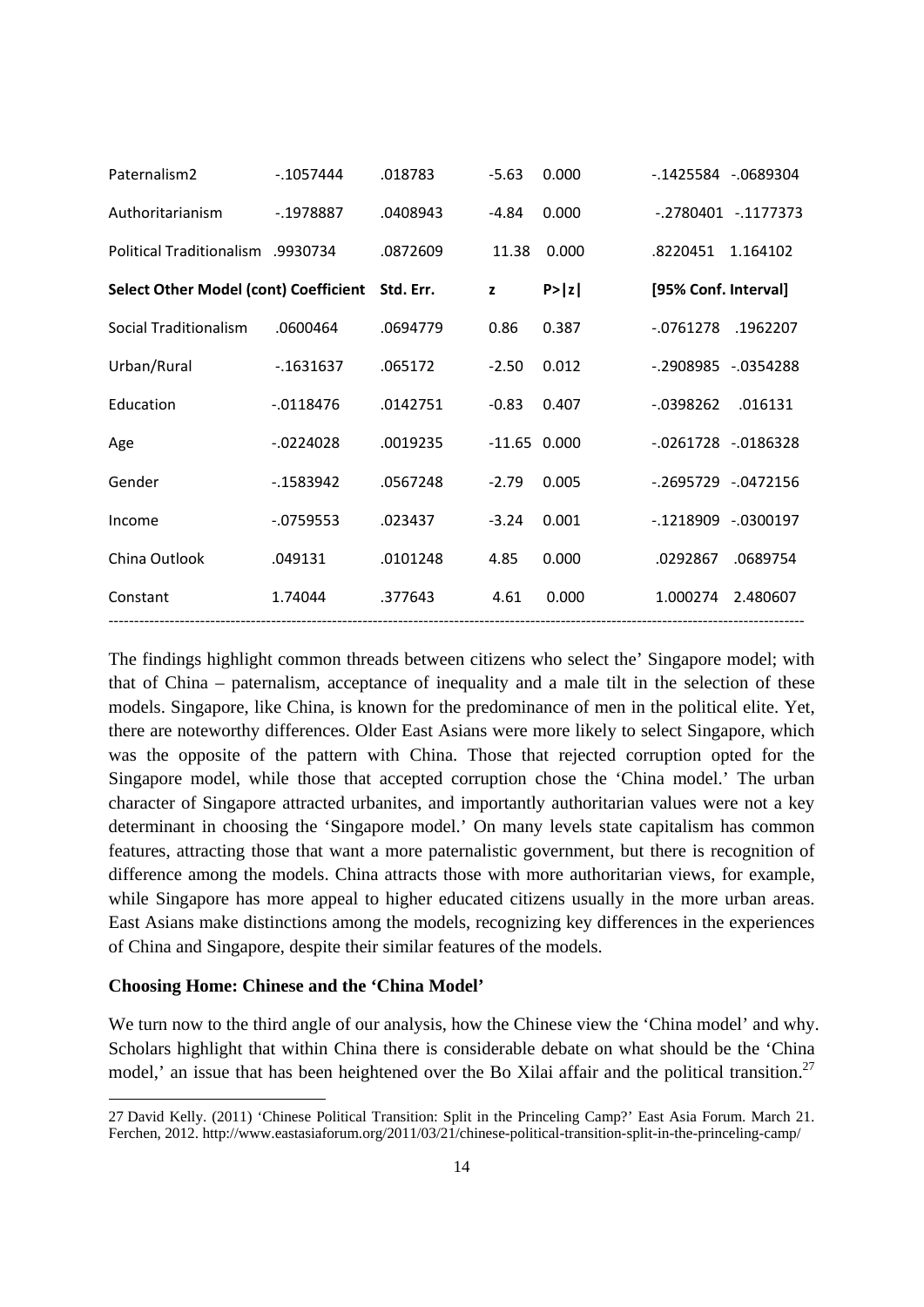| | | | | | |
|---|---|---|---|---|---|
| Paternalism2 | -.1057444 | .018783 | -5.63 | 0.000 | -.1425584 -.0689304 |
| Authoritarianism | -.1978887 | .0408943 | -4.84 | 0.000 | -.2780401 -.1177373 |
| Political Traditionalism | .9930734 | .0872609 | 11.38 | 0.000 | .8220451 1.164102 |
| **Select Other Model (cont) Coefficient** | | **Std. Err.** | **z** | **P>\|z\|** | **[95% Conf. Interval]** |
| Social Traditionalism | .0600464 | .0694779 | 0.86 | 0.387 | -.0761278 .1962207 |
| Urban/Rural | -.1631637 | .065172 | -2.50 | 0.012 | -.2908985 -.0354288 |
| Education | -.0118476 | .0142751 | -0.83 | 0.407 | -.0398262 .016131 |
| Age | -.0224028 | .0019235 | -11.65 | 0.000 | -.0261728 -.0186328 |
| Gender | -.1583942 | .0567248 | -2.79 | 0.005 | -.2695729 -.0472156 |
| Income | -.0759553 | .023437 | -3.24 | 0.001 | -.1218909 -.0300197 |
| China Outlook | .049131 | .0101248 | 4.85 | 0.000 | .0292867 .0689754 |
| Constant | 1.74044 | .377643 | 4.61 | 0.000 | 1.000274 2.480607 |

The findings highlight common threads between citizens who select the' Singapore model; with that of China – paternalism, acceptance of inequality and a male tilt in the selection of these models. Singapore, like China, is known for the predominance of men in the political elite. Yet, there are noteworthy differences. Older East Asians were more likely to select Singapore, which was the opposite of the pattern with China. Those that rejected corruption opted for the Singapore model, while those that accepted corruption chose the 'China model.' The urban character of Singapore attracted urbanites, and importantly authoritarian values were not a key determinant in choosing the 'Singapore model.' On many levels state capitalism has common features, attracting those that want a more paternalistic government, but there is recognition of difference among the models. China attracts those with more authoritarian views, for example, while Singapore has more appeal to higher educated citizens usually in the more urban areas. East Asians make distinctions among the models, recognizing key differences in the experiences of China and Singapore, despite their similar features of the models.

**Choosing Home: Chinese and the 'China Model'**

We turn now to the third angle of our analysis, how the Chinese view the 'China model' and why. Scholars highlight that within China there is considerable debate on what should be the 'China model,' an issue that has been heightened over the Bo Xilai affair and the political transition.[27]

27 David Kelly. (2011) 'Chinese Political Transition: Split in the Princeling Camp?' East Asia Forum. March 21. Ferchen, 2012. http://www.eastasiaforum.org/2011/03/21/chinese-political-transition-split-in-the-princeling-camp/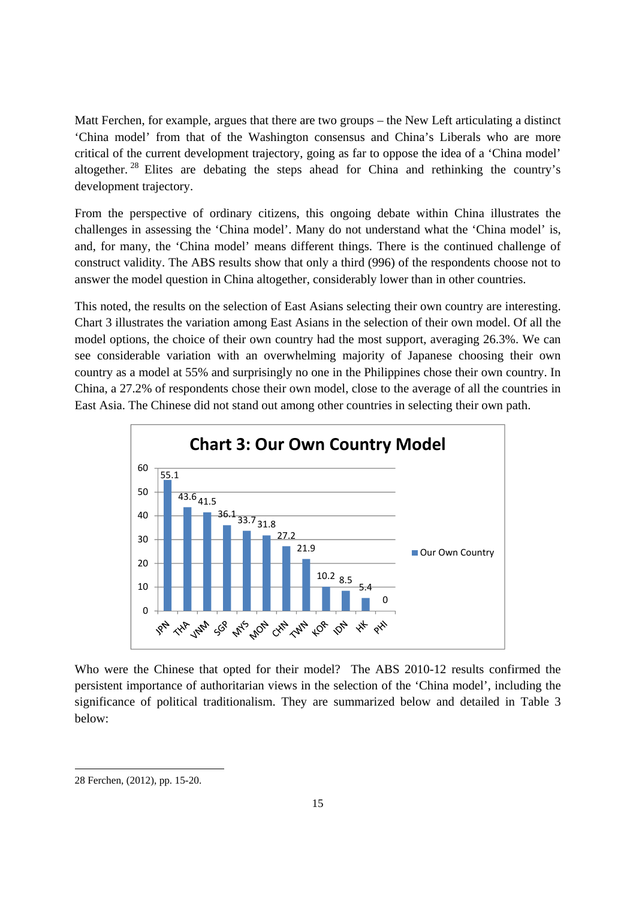Matt Ferchen, for example, argues that there are two groups – the New Left articulating a distinct 'China model' from that of the Washington consensus and China's Liberals who are more critical of the current development trajectory, going as far to oppose the idea of a 'China model' altogether.[28] Elites are debating the steps ahead for China and rethinking the country's development trajectory.

From the perspective of ordinary citizens, this ongoing debate within China illustrates the challenges in assessing the 'China model'. Many do not understand what the 'China model' is, and, for many, the 'China model' means different things. There is the continued challenge of construct validity. The ABS results show that only a third (996) of the respondents choose not to answer the model question in China altogether, considerably lower than in other countries.

This noted, the results on the selection of East Asians selecting their own country are interesting. Chart 3 illustrates the variation among East Asians in the selection of their own model. Of all the model options, the choice of their own country had the most support, averaging 26.3%. We can see considerable variation with an overwhelming majority of Japanese choosing their own country as a model at 55% and surprisingly no one in the Philippines chose their own country. In China, a 27.2% of respondents chose their own model, close to the average of all the countries in East Asia. The Chinese did not stand out among other countries in selecting their own path.

**Chart 3: Our Own Country Model**

| Country | Our Own Country |
|---|---|
| JPN | 55.1 |
| THA | 43.6 |
| VNM | 41.5 |
| SGP | 36.1 |
| MYS | 33.7 |
| MON | 31.8 |
| CHN | 27.2 |
| TWN | 21.9 |
| KOR | 10.2 |
| IDN | 8.5 |
| HK | 5.4 |
| PHI | 0 |

Who were the Chinese that opted for their model? The ABS 2010-12 results confirmed the persistent importance of authoritarian views in the selection of the 'China model', including the significance of political traditionalism. They are summarized below and detailed in Table 3 below:

28 Ferchen, (2012), pp. 15-20.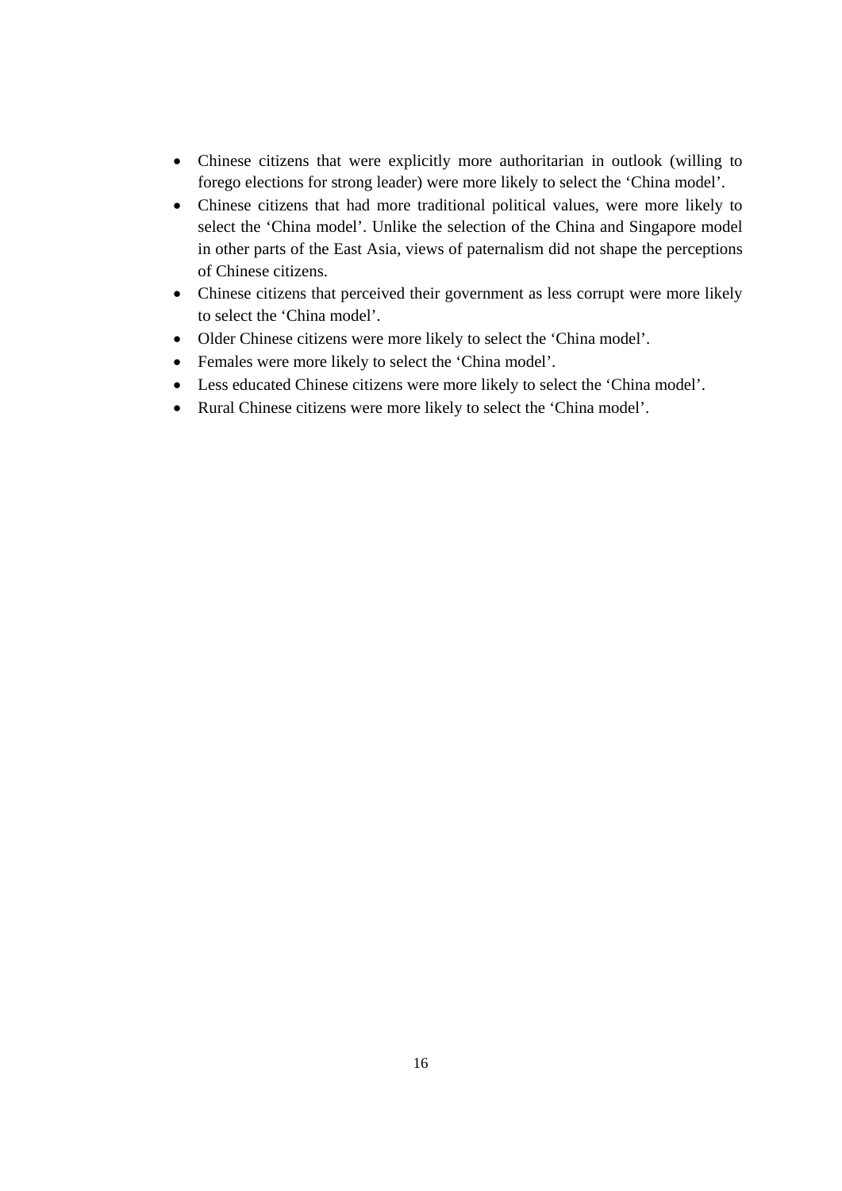- Chinese citizens that were explicitly more authoritarian in outlook (willing to forego elections for strong leader) were more likely to select the 'China model'.
- Chinese citizens that had more traditional political values, were more likely to select the 'China model'. Unlike the selection of the China and Singapore model in other parts of the East Asia, views of paternalism did not shape the perceptions of Chinese citizens.
- Chinese citizens that perceived their government as less corrupt were more likely to select the 'China model'.
- Older Chinese citizens were more likely to select the 'China model'.
- Females were more likely to select the 'China model'.
- Less educated Chinese citizens were more likely to select the 'China model'.
- Rural Chinese citizens were more likely to select the 'China model'.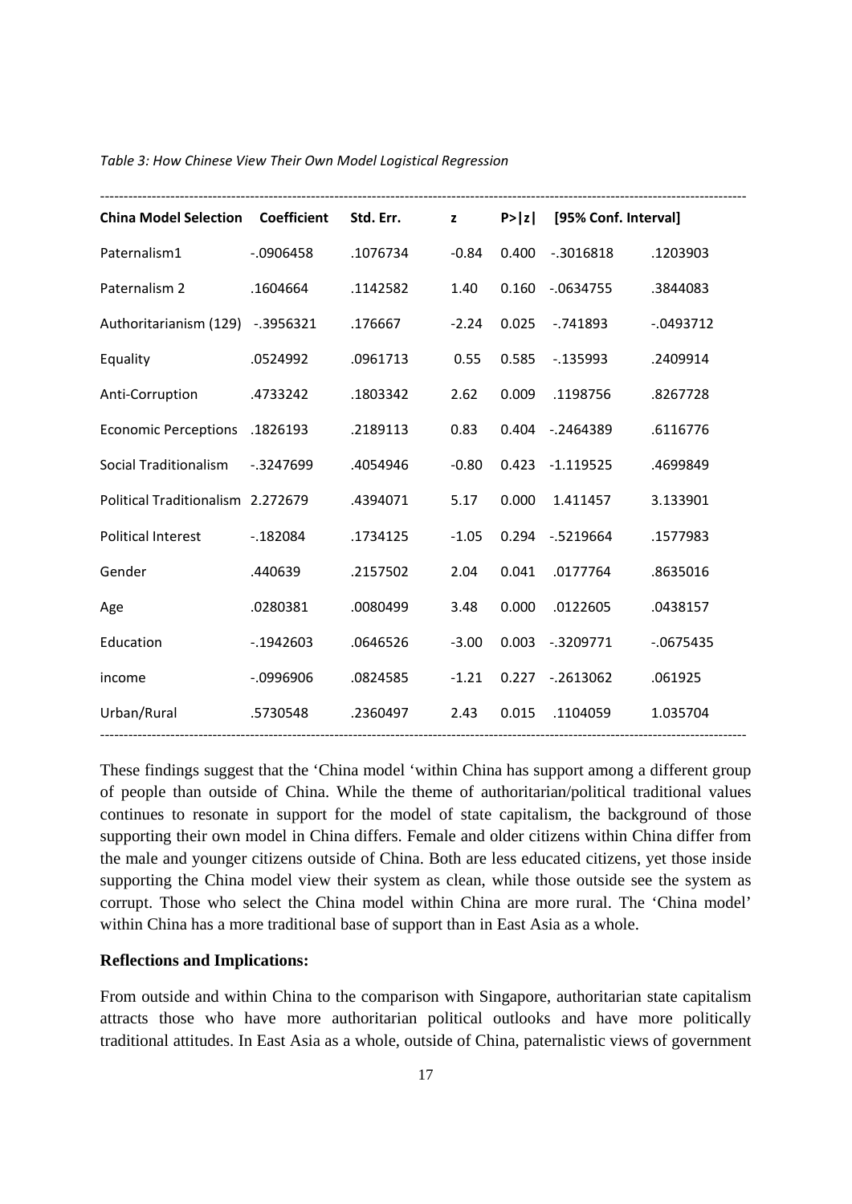*Table 3: How Chinese View Their Own Model Logistical Regression*

| China Model Selection | Coefficient | Std. Err. | z | P>\|z\| | [95% Conf. Interval] | |
|---|---|---|---|---|---|---|
| Paternalism1 | -.0906458 | .1076734 | -0.84 | 0.400 | -.3016818 | .1203903 |
| Paternalism 2 | .1604664 | .1142582 | 1.40 | 0.160 | -.0634755 | .3844083 |
| Authoritarianism (129) | -.3956321 | .176667 | -2.24 | 0.025 | -.741893 | -.0493712 |
| Equality | .0524992 | .0961713 | 0.55 | 0.585 | -.135993 | .2409914 |
| Anti-Corruption | .4733242 | .1803342 | 2.62 | 0.009 | .1198756 | .8267728 |
| Economic Perceptions | .1826193 | .2189113 | 0.83 | 0.404 | -.2464389 | .6116776 |
| Social Traditionalism | -.3247699 | .4054946 | -0.80 | 0.423 | -1.119525 | .4699849 |
| Political Traditionalism | 2.272679 | .4394071 | 5.17 | 0.000 | 1.411457 | 3.133901 |
| Political Interest | -.182084 | .1734125 | -1.05 | 0.294 | -.5219664 | .1577983 |
| Gender | .440639 | .2157502 | 2.04 | 0.041 | .0177764 | .8635016 |
| Age | .0280381 | .0080499 | 3.48 | 0.000 | .0122605 | .0438157 |
| Education | -.1942603 | .0646526 | -3.00 | 0.003 | -.3209771 | -.0675435 |
| income | -.0996906 | .0824585 | -1.21 | 0.227 | -.2613062 | .061925 |
| Urban/Rural | .5730548 | .2360497 | 2.43 | 0.015 | .1104059 | 1.035704 |

These findings suggest that the 'China model 'within China has support among a different group of people than outside of China. While the theme of authoritarian/political traditional values continues to resonate in support for the model of state capitalism, the background of those supporting their own model in China differs. Female and older citizens within China differ from the male and younger citizens outside of China. Both are less educated citizens, yet those inside supporting the China model view their system as clean, while those outside see the system as corrupt. Those who select the China model within China are more rural. The 'China model' within China has a more traditional base of support than in East Asia as a whole.

**Reflections and Implications:**

From outside and within China to the comparison with Singapore, authoritarian state capitalism attracts those who have more authoritarian political outlooks and have more politically traditional attitudes. In East Asia as a whole, outside of China, paternalistic views of government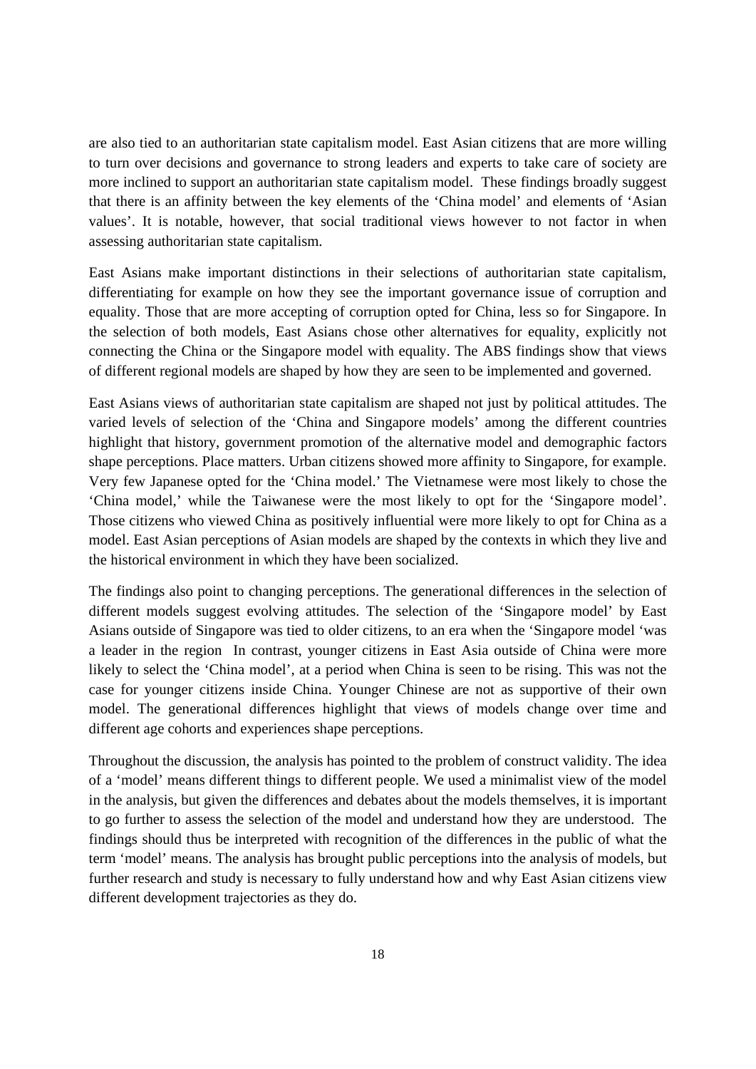are also tied to an authoritarian state capitalism model. East Asian citizens that are more willing to turn over decisions and governance to strong leaders and experts to take care of society are more inclined to support an authoritarian state capitalism model. These findings broadly suggest that there is an affinity between the key elements of the 'China model' and elements of 'Asian values'. It is notable, however, that social traditional views however to not factor in when assessing authoritarian state capitalism.

East Asians make important distinctions in their selections of authoritarian state capitalism, differentiating for example on how they see the important governance issue of corruption and equality. Those that are more accepting of corruption opted for China, less so for Singapore. In the selection of both models, East Asians chose other alternatives for equality, explicitly not connecting the China or the Singapore model with equality. The ABS findings show that views of different regional models are shaped by how they are seen to be implemented and governed.

East Asians views of authoritarian state capitalism are shaped not just by political attitudes. The varied levels of selection of the 'China and Singapore models' among the different countries highlight that history, government promotion of the alternative model and demographic factors shape perceptions. Place matters. Urban citizens showed more affinity to Singapore, for example. Very few Japanese opted for the 'China model.' The Vietnamese were most likely to chose the 'China model,' while the Taiwanese were the most likely to opt for the 'Singapore model'. Those citizens who viewed China as positively influential were more likely to opt for China as a model. East Asian perceptions of Asian models are shaped by the contexts in which they live and the historical environment in which they have been socialized.

The findings also point to changing perceptions. The generational differences in the selection of different models suggest evolving attitudes. The selection of the 'Singapore model' by East Asians outside of Singapore was tied to older citizens, to an era when the 'Singapore model 'was a leader in the region In contrast, younger citizens in East Asia outside of China were more likely to select the 'China model', at a period when China is seen to be rising. This was not the case for younger citizens inside China. Younger Chinese are not as supportive of their own model. The generational differences highlight that views of models change over time and different age cohorts and experiences shape perceptions.

Throughout the discussion, the analysis has pointed to the problem of construct validity. The idea of a 'model' means different things to different people. We used a minimalist view of the model in the analysis, but given the differences and debates about the models themselves, it is important to go further to assess the selection of the model and understand how they are understood. The findings should thus be interpreted with recognition of the differences in the public of what the term 'model' means. The analysis has brought public perceptions into the analysis of models, but further research and study is necessary to fully understand how and why East Asian citizens view different development trajectories as they do.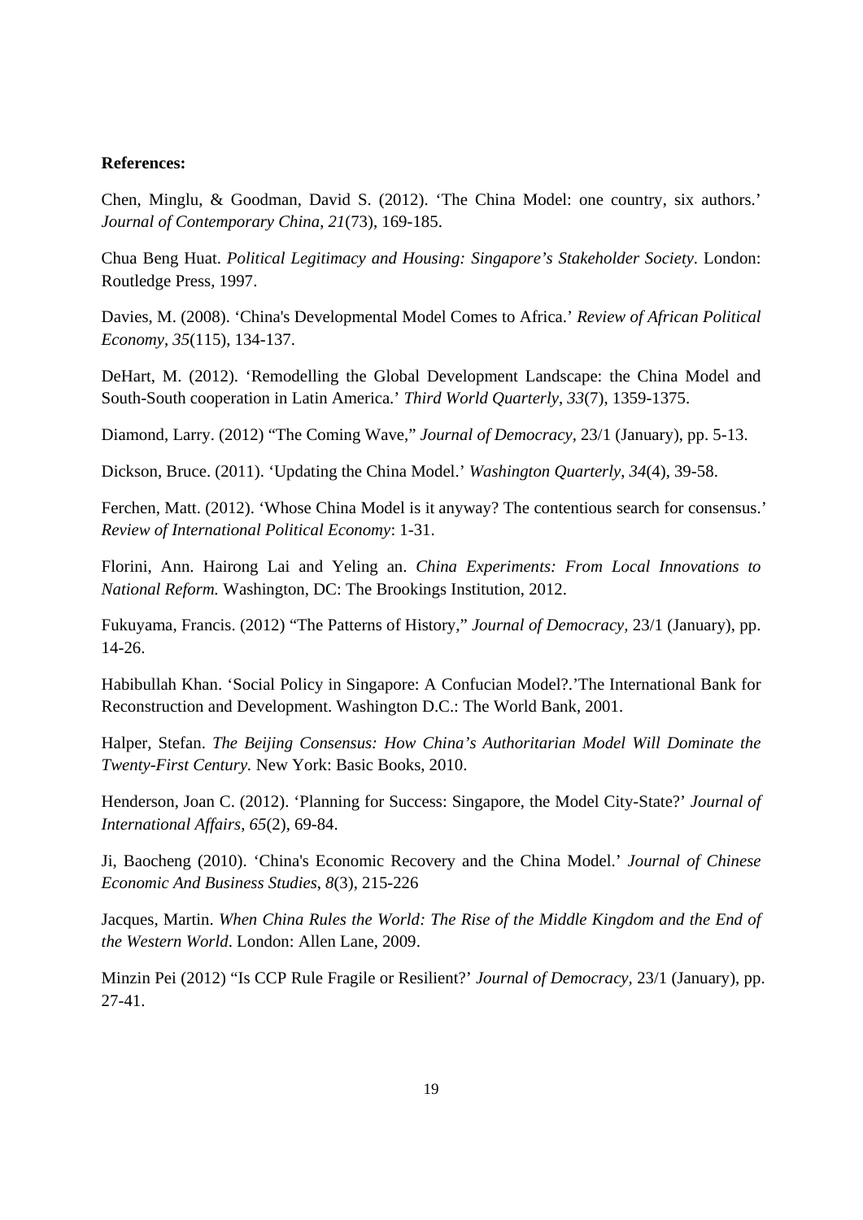**References:**

Chen, Minglu, & Goodman, David S. (2012). 'The China Model: one country, six authors.' *Journal of Contemporary China*, *21*(73), 169-185.

Chua Beng Huat. *Political Legitimacy and Housing: Singapore's Stakeholder Society*. London: Routledge Press, 1997.

Davies, M. (2008). 'China's Developmental Model Comes to Africa.' *Review of African Political Economy*, *35*(115), 134-137.

DeHart, M. (2012). 'Remodelling the Global Development Landscape: the China Model and South-South cooperation in Latin America.' *Third World Quarterly*, *33*(7), 1359-1375.

Diamond, Larry. (2012) "The Coming Wave," *Journal of Democracy*, 23/1 (January), pp. 5-13.

Dickson, Bruce. (2011). 'Updating the China Model.' *Washington Quarterly*, *34*(4), 39-58.

Ferchen, Matt. (2012). 'Whose China Model is it anyway? The contentious search for consensus.' *Review of International Political Economy*: 1-31.

Florini, Ann. Hairong Lai and Yeling an. *China Experiments: From Local Innovations to National Reform.* Washington, DC: The Brookings Institution, 2012.

Fukuyama, Francis. (2012) "The Patterns of History," *Journal of Democracy*, 23/1 (January), pp. 14-26.

Habibullah Khan. 'Social Policy in Singapore: A Confucian Model?.'The International Bank for Reconstruction and Development. Washington D.C.: The World Bank, 2001.

Halper, Stefan. *The Beijing Consensus: How China's Authoritarian Model Will Dominate the Twenty-First Century.* New York: Basic Books, 2010.

Henderson, Joan C. (2012). 'Planning for Success: Singapore, the Model City-State?' *Journal of International Affairs*, *65*(2), 69-84.

Ji, Baocheng (2010). 'China's Economic Recovery and the China Model.' *Journal of Chinese Economic And Business Studies*, *8*(3), 215-226

Jacques, Martin. *When China Rules the World: The Rise of the Middle Kingdom and the End of the Western World*. London: Allen Lane, 2009.

Minzin Pei (2012) "Is CCP Rule Fragile or Resilient?' *Journal of Democracy,* 23/1 (January), pp. 27-41.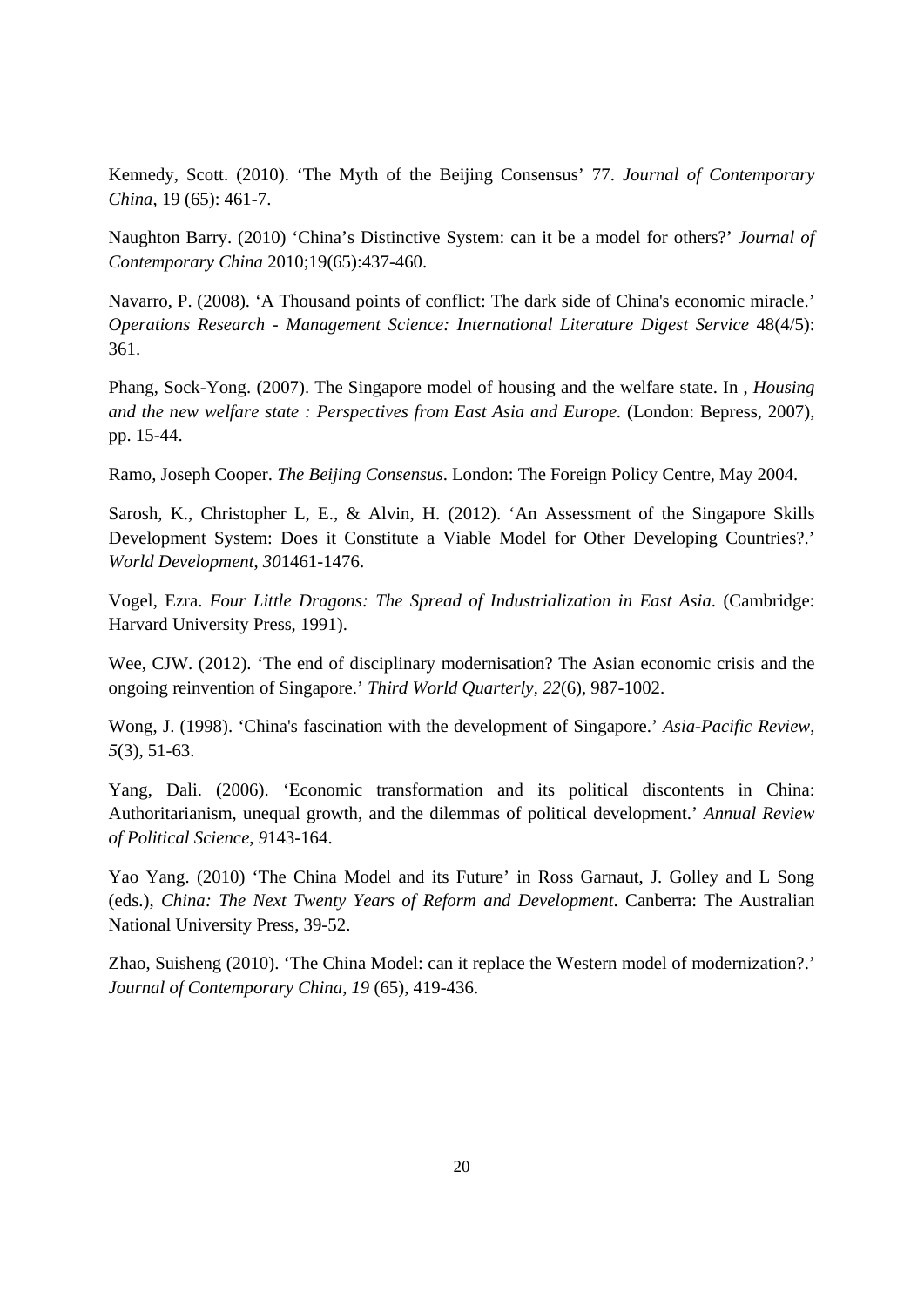Kennedy, Scott. (2010). 'The Myth of the Beijing Consensus' 77. *Journal of Contemporary China*, 19 (65): 461-7.

Naughton Barry. (2010) 'China's Distinctive System: can it be a model for others?' *Journal of Contemporary China* 2010;19(65):437-460.

Navarro, P. (2008). 'A Thousand points of conflict: The dark side of China's economic miracle.' *Operations Research - Management Science: International Literature Digest Service* 48(4/5): 361.

Phang, Sock-Yong. (2007). The Singapore model of housing and the welfare state. In , *Housing and the new welfare state : Perspectives from East Asia and Europe.* (London: Bepress, 2007), pp. 15-44.

Ramo, Joseph Cooper. *The Beijing Consensus*. London: The Foreign Policy Centre, May 2004.

Sarosh, K., Christopher L, E., & Alvin, H. (2012). 'An Assessment of the Singapore Skills Development System: Does it Constitute a Viable Model for Other Developing Countries?.' *World Development*, *30*1461-1476.

Vogel, Ezra. *Four Little Dragons: The Spread of Industrialization in East Asia*. (Cambridge: Harvard University Press, 1991).

Wee, CJW. (2012). 'The end of disciplinary modernisation? The Asian economic crisis and the ongoing reinvention of Singapore.' *Third World Quarterly*, *22*(6), 987-1002.

Wong, J. (1998). 'China's fascination with the development of Singapore.' *Asia-Pacific Review*, *5*(3), 51-63.

Yang, Dali. (2006). 'Economic transformation and its political discontents in China: Authoritarianism, unequal growth, and the dilemmas of political development.' *Annual Review of Political Science*, *9*143-164.

Yao Yang. (2010) 'The China Model and its Future' in Ross Garnaut, J. Golley and L Song (eds.), *China: The Next Twenty Years of Reform and Development*. Canberra: The Australian National University Press, 39-52.

Zhao, Suisheng (2010). 'The China Model: can it replace the Western model of modernization?.' *Journal of Contemporary China*, *19* (65), 419-436.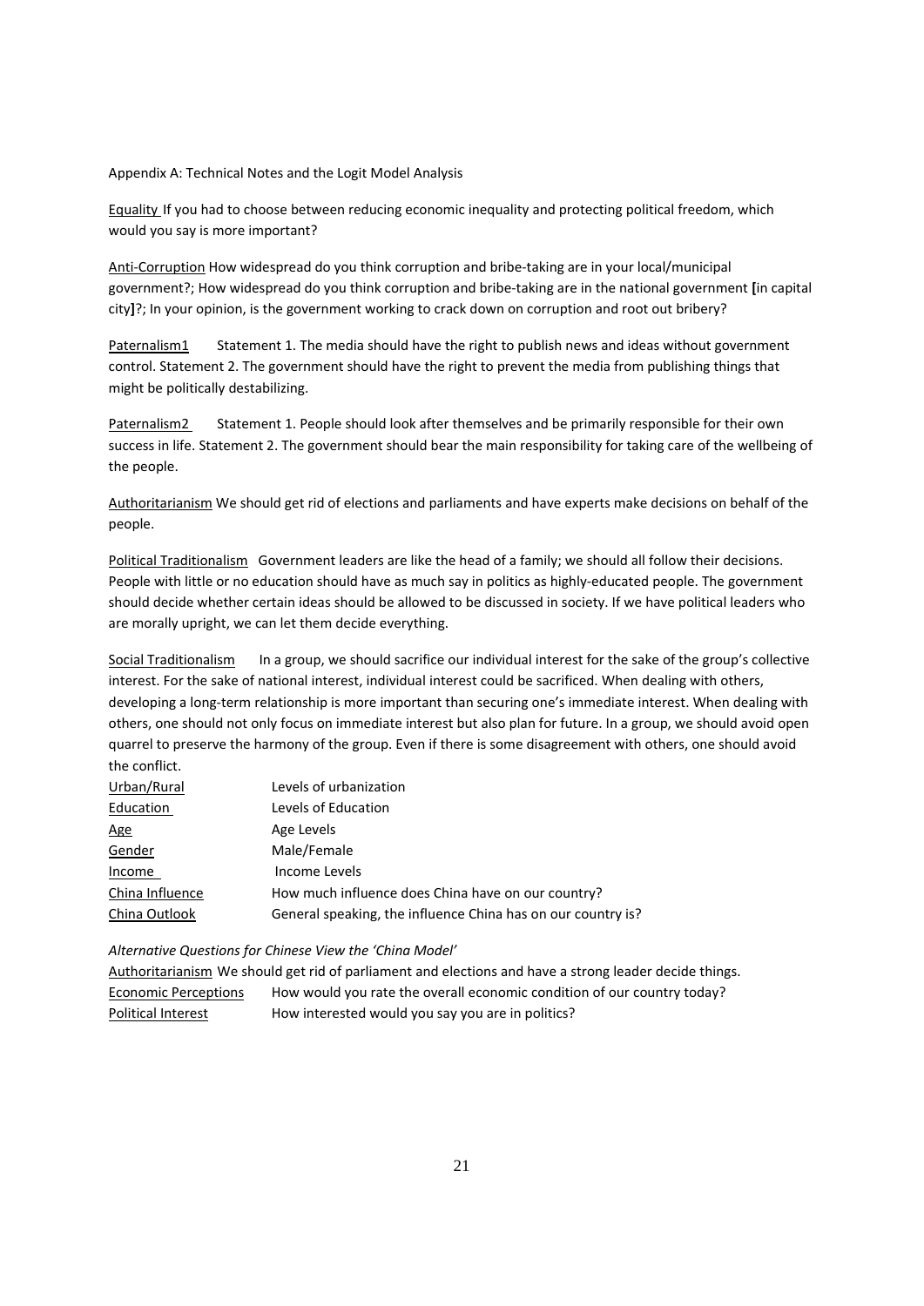Appendix A: Technical Notes and the Logit Model Analysis

Equality If you had to choose between reducing economic inequality and protecting political freedom, which would you say is more important?

Anti-Corruption How widespread do you think corruption and bribe-taking are in your local/municipal government?; How widespread do you think corruption and bribe-taking are in the national government [in capital city]?; In your opinion, is the government working to crack down on corruption and root out bribery?

Paternalism1 Statement 1. The media should have the right to publish news and ideas without government control. Statement 2. The government should have the right to prevent the media from publishing things that might be politically destabilizing.

Paternalism2 Statement 1. People should look after themselves and be primarily responsible for their own success in life. Statement 2. The government should bear the main responsibility for taking care of the wellbeing of the people.

Authoritarianism We should get rid of elections and parliaments and have experts make decisions on behalf of the people.

Political Traditionalism Government leaders are like the head of a family; we should all follow their decisions. People with little or no education should have as much say in politics as highly-educated people. The government should decide whether certain ideas should be allowed to be discussed in society. If we have political leaders who are morally upright, we can let them decide everything.

Social Traditionalism In a group, we should sacrifice our individual interest for the sake of the group's collective interest. For the sake of national interest, individual interest could be sacrificed. When dealing with others, developing a long-term relationship is more important than securing one's immediate interest. When dealing with others, one should not only focus on immediate interest but also plan for future. In a group, we should avoid open quarrel to preserve the harmony of the group. Even if there is some disagreement with others, one should avoid the conflict.

| | |
|---|---|
| Urban/Rural | Levels of urbanization |
| Education | Levels of Education |
| Age | Age Levels |
| Gender | Male/Female |
| Income | Income Levels |
| China Influence | How much influence does China have on our country? |
| China Outlook | General speaking, the influence China has on our country is? |

*Alternative Questions for Chinese View the 'China Model'*

Authoritarianism We should get rid of parliament and elections and have a strong leader decide things.

| | |
|---|---|
| Economic Perceptions | How would you rate the overall economic condition of our country today? |
| Political Interest | How interested would you say you are in politics? |